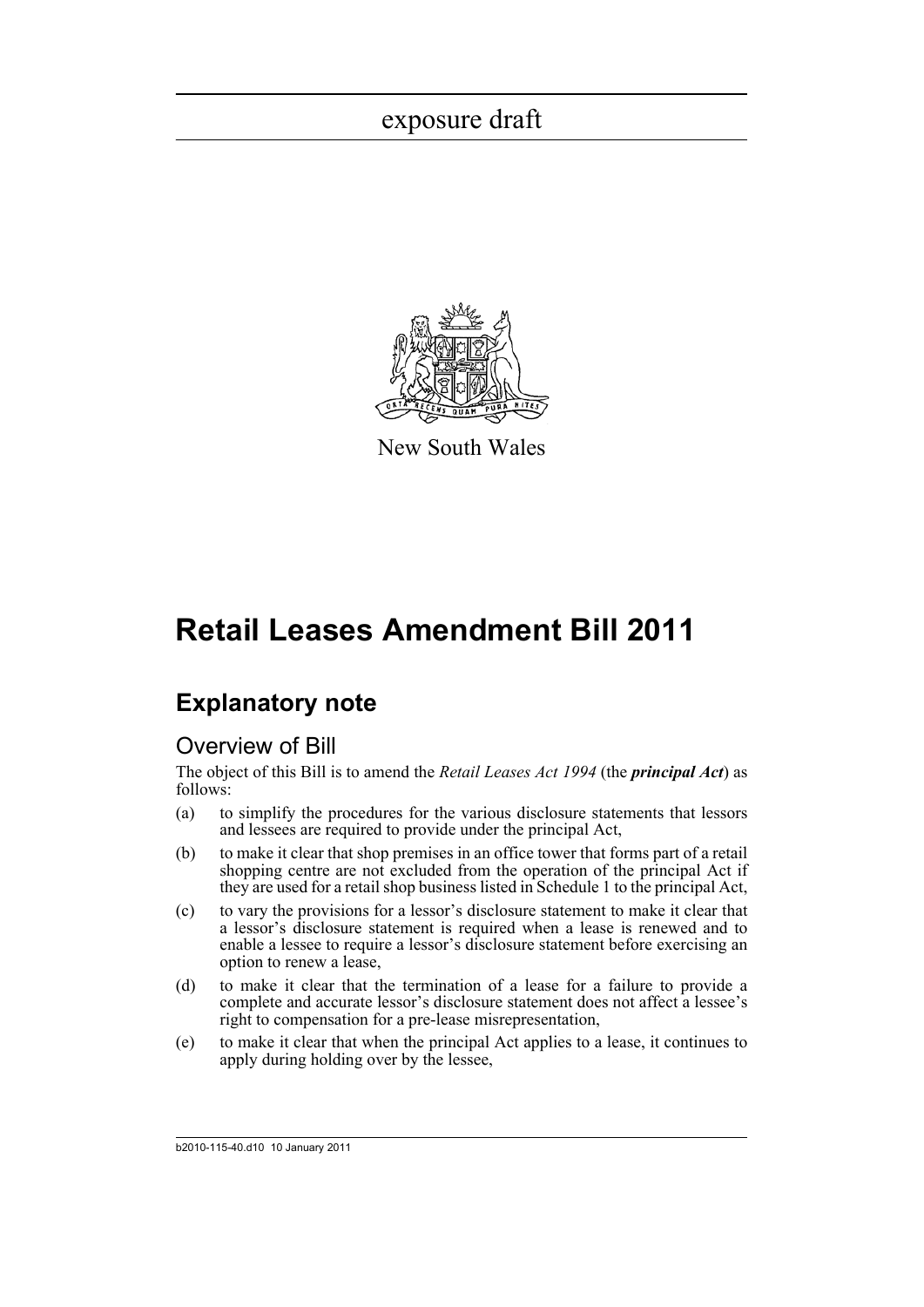exposure draft

New South Wales

# Retail Leases Amendment Bill 2011

## Explanatory note

### Overview of Bill

The object of this Bill is to amend the *Retail Leases Act 1994* (the ***principal Act***) as follows:

(a) to simplify the procedures for the various disclosure statements that lessors and lessees are required to provide under the principal Act,

(b) to make it clear that shop premises in an office tower that forms part of a retail shopping centre are not excluded from the operation of the principal Act if they are used for a retail shop business listed in Schedule 1 to the principal Act,

(c) to vary the provisions for a lessor's disclosure statement to make it clear that a lessor's disclosure statement is required when a lease is renewed and to enable a lessee to require a lessor's disclosure statement before exercising an option to renew a lease,

(d) to make it clear that the termination of a lease for a failure to provide a complete and accurate lessor's disclosure statement does not affect a lessee's right to compensation for a pre-lease misrepresentation,

(e) to make it clear that when the principal Act applies to a lease, it continues to apply during holding over by the lessee,

b2010-115-40.d10 10 January 2011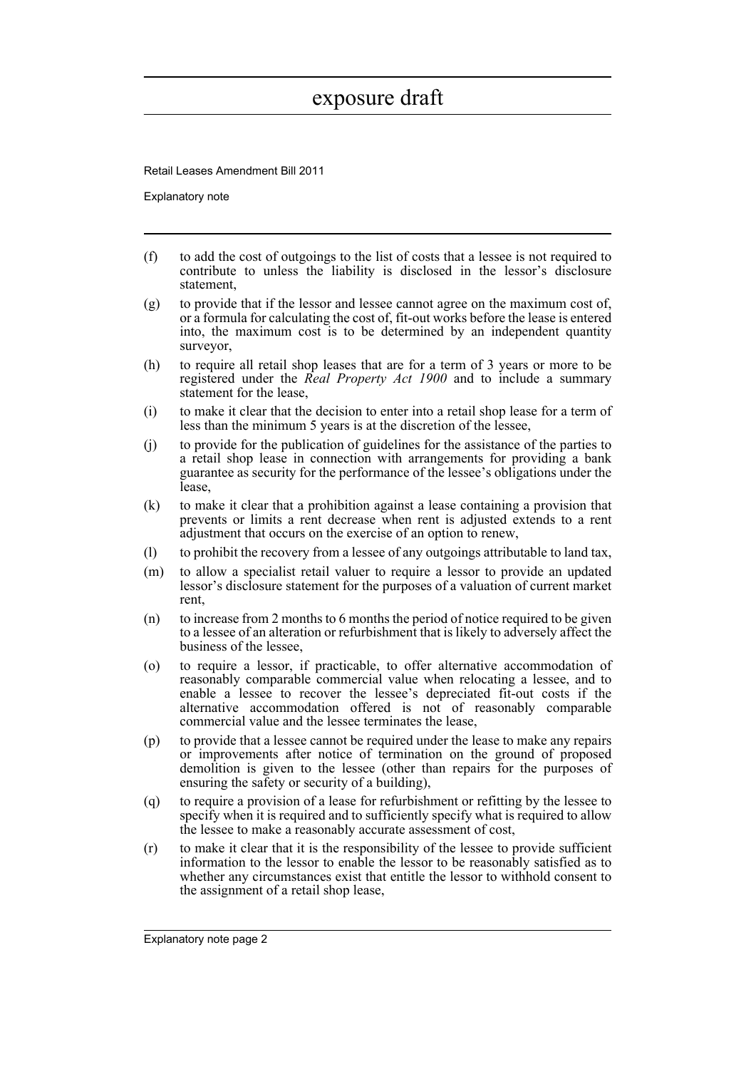(f) to add the cost of outgoings to the list of costs that a lessee is not required to contribute to unless the liability is disclosed in the lessor's disclosure statement,

(g) to provide that if the lessor and lessee cannot agree on the maximum cost of, or a formula for calculating the cost of, fit-out works before the lease is entered into, the maximum cost is to be determined by an independent quantity surveyor,

(h) to require all retail shop leases that are for a term of 3 years or more to be registered under the *Real Property Act 1900* and to include a summary statement for the lease,

(i) to make it clear that the decision to enter into a retail shop lease for a term of less than the minimum 5 years is at the discretion of the lessee,

(j) to provide for the publication of guidelines for the assistance of the parties to a retail shop lease in connection with arrangements for providing a bank guarantee as security for the performance of the lessee's obligations under the lease,

(k) to make it clear that a prohibition against a lease containing a provision that prevents or limits a rent decrease when rent is adjusted extends to a rent adjustment that occurs on the exercise of an option to renew,

(l) to prohibit the recovery from a lessee of any outgoings attributable to land tax,

(m) to allow a specialist retail valuer to require a lessor to provide an updated lessor's disclosure statement for the purposes of a valuation of current market rent,

(n) to increase from 2 months to 6 months the period of notice required to be given to a lessee of an alteration or refurbishment that is likely to adversely affect the business of the lessee,

(o) to require a lessor, if practicable, to offer alternative accommodation of reasonably comparable commercial value when relocating a lessee, and to enable a lessee to recover the lessee's depreciated fit-out costs if the alternative accommodation offered is not of reasonably comparable commercial value and the lessee terminates the lease,

(p) to provide that a lessee cannot be required under the lease to make any repairs or improvements after notice of termination on the ground of proposed demolition is given to the lessee (other than repairs for the purposes of ensuring the safety or security of a building),

(q) to require a provision of a lease for refurbishment or refitting by the lessee to specify when it is required and to sufficiently specify what is required to allow the lessee to make a reasonably accurate assessment of cost,

(r) to make it clear that it is the responsibility of the lessee to provide sufficient information to the lessor to enable the lessor to be reasonably satisfied as to whether any circumstances exist that entitle the lessor to withhold consent to the assignment of a retail shop lease,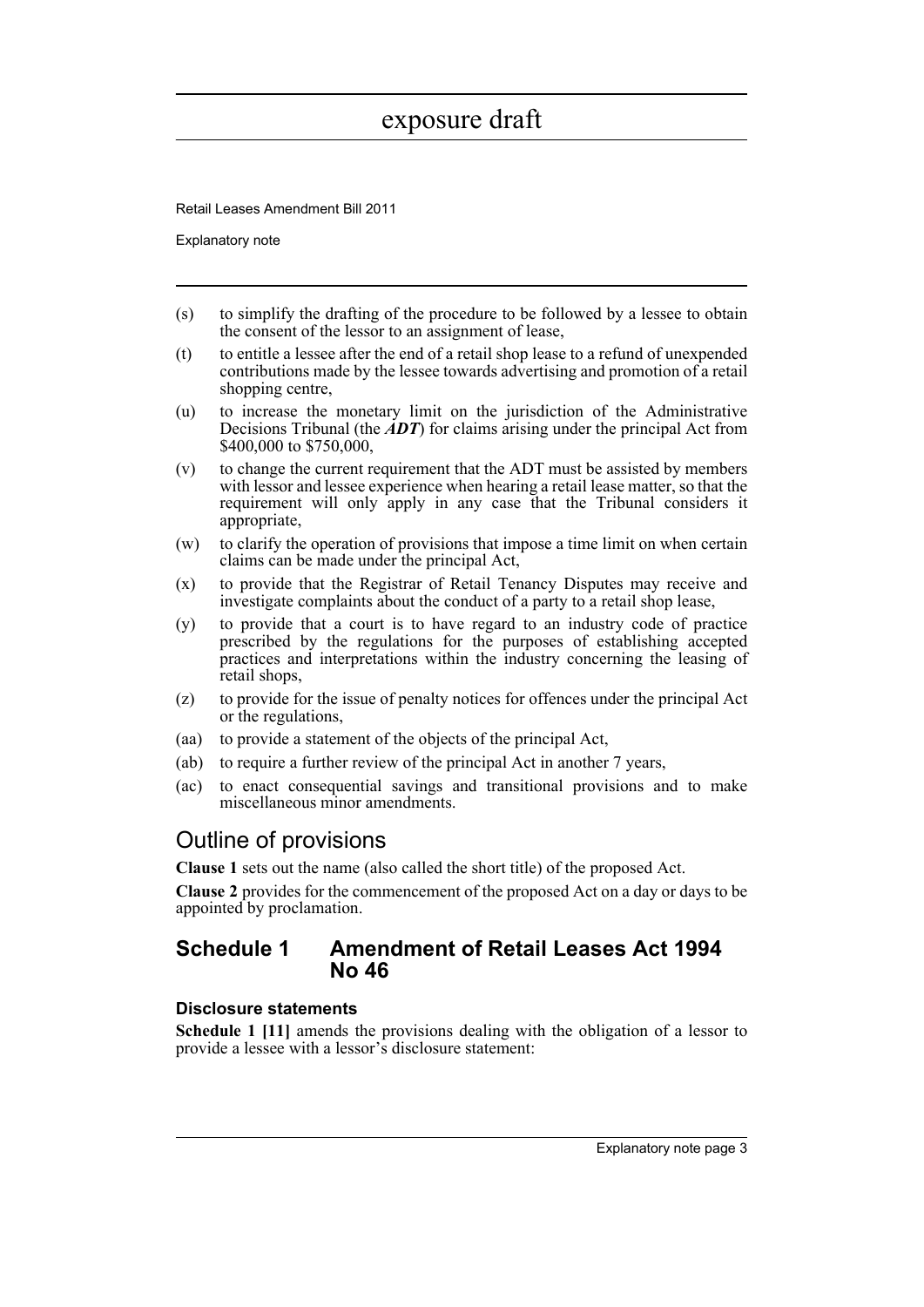- (s) to simplify the drafting of the procedure to be followed by a lessee to obtain the consent of the lessor to an assignment of lease,
- (t) to entitle a lessee after the end of a retail shop lease to a refund of unexpended contributions made by the lessee towards advertising and promotion of a retail shopping centre,
- (u) to increase the monetary limit on the jurisdiction of the Administrative Decisions Tribunal (the ***ADT***) for claims arising under the principal Act from $400,000 to $750,000,
- (v) to change the current requirement that the ADT must be assisted by members with lessor and lessee experience when hearing a retail lease matter, so that the requirement will only apply in any case that the Tribunal considers it appropriate,
- (w) to clarify the operation of provisions that impose a time limit on when certain claims can be made under the principal Act,
- (x) to provide that the Registrar of Retail Tenancy Disputes may receive and investigate complaints about the conduct of a party to a retail shop lease,
- (y) to provide that a court is to have regard to an industry code of practice prescribed by the regulations for the purposes of establishing accepted practices and interpretations within the industry concerning the leasing of retail shops,
- (z) to provide for the issue of penalty notices for offences under the principal Act or the regulations,
- (aa) to provide a statement of the objects of the principal Act,
- (ab) to require a further review of the principal Act in another 7 years,
- (ac) to enact consequential savings and transitional provisions and to make miscellaneous minor amendments.

## Outline of provisions

**Clause 1** sets out the name (also called the short title) of the proposed Act.

**Clause 2** provides for the commencement of the proposed Act on a day or days to be appointed by proclamation.

## Schedule 1 Amendment of Retail Leases Act 1994 No 46

### Disclosure statements

**Schedule 1 [11]** amends the provisions dealing with the obligation of a lessor to provide a lessee with a lessor's disclosure statement: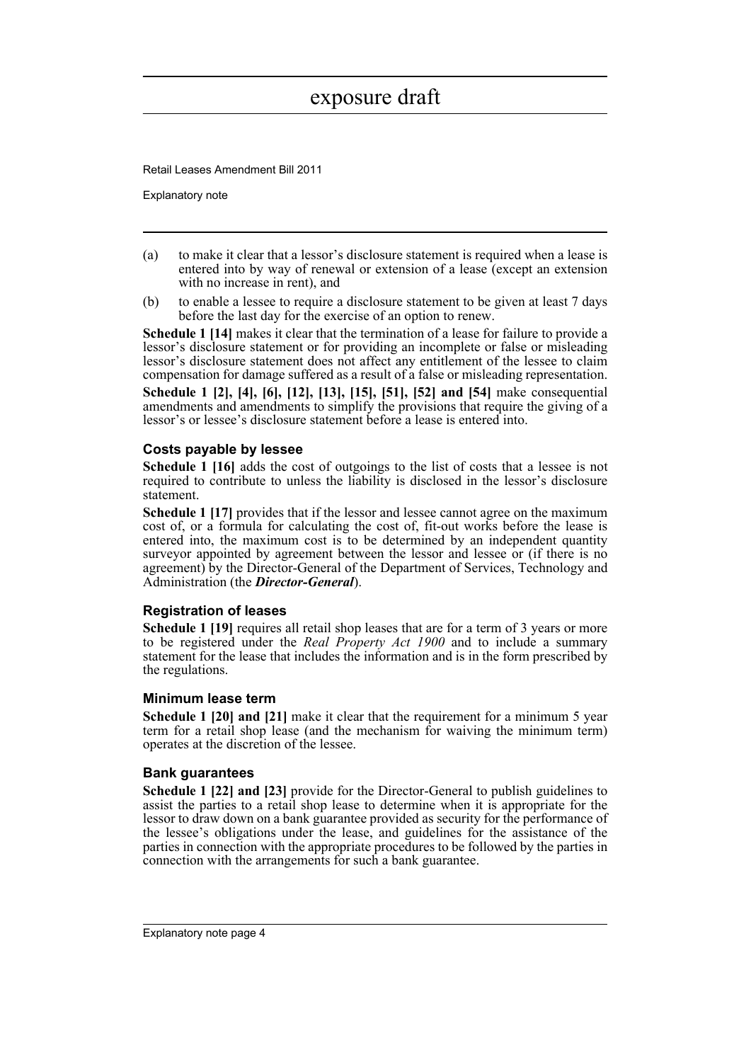(a) to make it clear that a lessor's disclosure statement is required when a lease is entered into by way of renewal or extension of a lease (except an extension with no increase in rent), and

(b) to enable a lessee to require a disclosure statement to be given at least 7 days before the last day for the exercise of an option to renew.

**Schedule 1 [14]** makes it clear that the termination of a lease for failure to provide a lessor's disclosure statement or for providing an incomplete or false or misleading lessor's disclosure statement does not affect any entitlement of the lessee to claim compensation for damage suffered as a result of a false or misleading representation.

**Schedule 1 [2], [4], [6], [12], [13], [15], [51], [52] and [54]** make consequential amendments and amendments to simplify the provisions that require the giving of a lessor's or lessee's disclosure statement before a lease is entered into.

### Costs payable by lessee

**Schedule 1 [16]** adds the cost of outgoings to the list of costs that a lessee is not required to contribute to unless the liability is disclosed in the lessor's disclosure statement.

**Schedule 1 [17]** provides that if the lessor and lessee cannot agree on the maximum cost of, or a formula for calculating the cost of, fit-out works before the lease is entered into, the maximum cost is to be determined by an independent quantity surveyor appointed by agreement between the lessor and lessee or (if there is no agreement) by the Director-General of the Department of Services, Technology and Administration (the ***Director-General***).

### Registration of leases

**Schedule 1 [19]** requires all retail shop leases that are for a term of 3 years or more to be registered under the *Real Property Act 1900* and to include a summary statement for the lease that includes the information and is in the form prescribed by the regulations.

### Minimum lease term

**Schedule 1 [20] and [21]** make it clear that the requirement for a minimum 5 year term for a retail shop lease (and the mechanism for waiving the minimum term) operates at the discretion of the lessee.

### Bank guarantees

**Schedule 1 [22] and [23]** provide for the Director-General to publish guidelines to assist the parties to a retail shop lease to determine when it is appropriate for the lessor to draw down on a bank guarantee provided as security for the performance of the lessee's obligations under the lease, and guidelines for the assistance of the parties in connection with the appropriate procedures to be followed by the parties in connection with the arrangements for such a bank guarantee.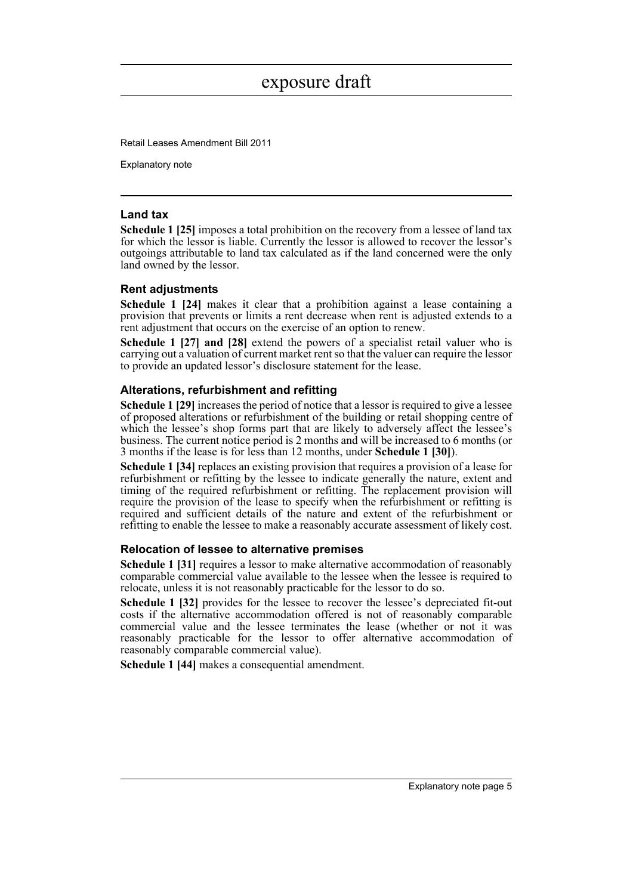### Land tax

**Schedule 1 [25]** imposes a total prohibition on the recovery from a lessee of land tax for which the lessor is liable. Currently the lessor is allowed to recover the lessor's outgoings attributable to land tax calculated as if the land concerned were the only land owned by the lessor.

### Rent adjustments

**Schedule 1 [24]** makes it clear that a prohibition against a lease containing a provision that prevents or limits a rent decrease when rent is adjusted extends to a rent adjustment that occurs on the exercise of an option to renew.

**Schedule 1 [27] and [28]** extend the powers of a specialist retail valuer who is carrying out a valuation of current market rent so that the valuer can require the lessor to provide an updated lessor's disclosure statement for the lease.

### Alterations, refurbishment and refitting

**Schedule 1 [29]** increases the period of notice that a lessor is required to give a lessee of proposed alterations or refurbishment of the building or retail shopping centre of which the lessee's shop forms part that are likely to adversely affect the lessee's business. The current notice period is 2 months and will be increased to 6 months (or 3 months if the lease is for less than 12 months, under **Schedule 1 [30]**).

**Schedule 1 [34]** replaces an existing provision that requires a provision of a lease for refurbishment or refitting by the lessee to indicate generally the nature, extent and timing of the required refurbishment or refitting. The replacement provision will require the provision of the lease to specify when the refurbishment or refitting is required and sufficient details of the nature and extent of the refurbishment or refitting to enable the lessee to make a reasonably accurate assessment of likely cost.

### Relocation of lessee to alternative premises

**Schedule 1 [31]** requires a lessor to make alternative accommodation of reasonably comparable commercial value available to the lessee when the lessee is required to relocate, unless it is not reasonably practicable for the lessor to do so.

**Schedule 1 [32]** provides for the lessee to recover the lessee's depreciated fit-out costs if the alternative accommodation offered is not of reasonably comparable commercial value and the lessee terminates the lease (whether or not it was reasonably practicable for the lessor to offer alternative accommodation of reasonably comparable commercial value).

**Schedule 1 [44]** makes a consequential amendment.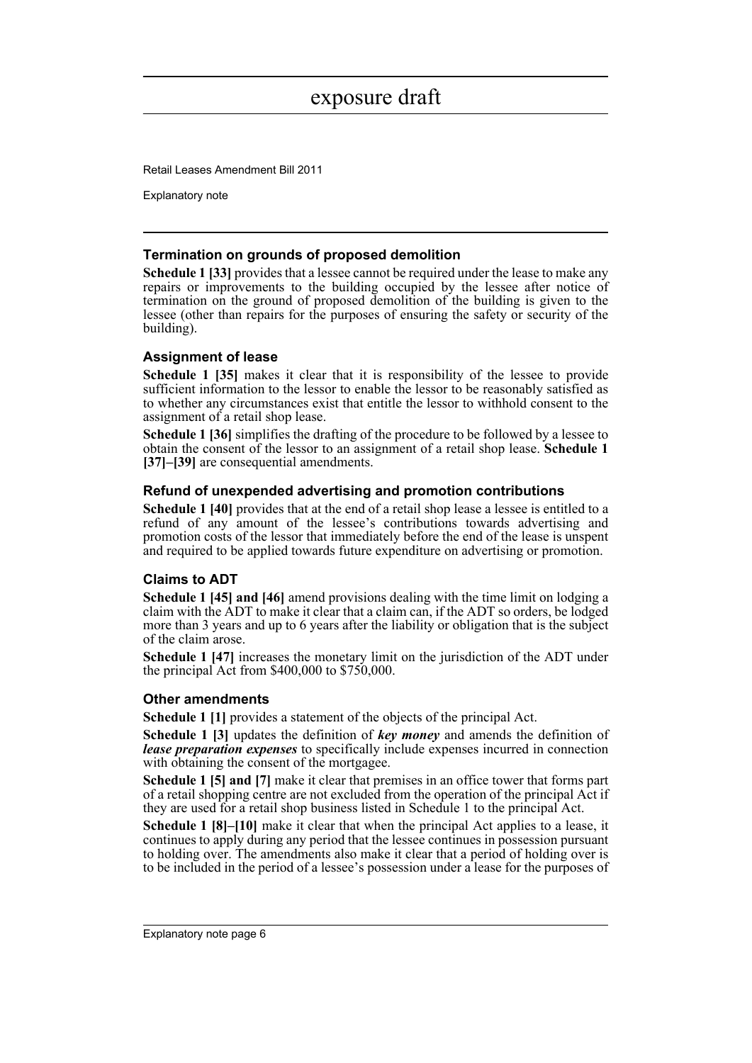### Termination on grounds of proposed demolition

**Schedule 1 [33]** provides that a lessee cannot be required under the lease to make any repairs or improvements to the building occupied by the lessee after notice of termination on the ground of proposed demolition of the building is given to the lessee (other than repairs for the purposes of ensuring the safety or security of the building).

### Assignment of lease

**Schedule 1 [35]** makes it clear that it is responsibility of the lessee to provide sufficient information to the lessor to enable the lessor to be reasonably satisfied as to whether any circumstances exist that entitle the lessor to withhold consent to the assignment of a retail shop lease.

**Schedule 1 [36]** simplifies the drafting of the procedure to be followed by a lessee to obtain the consent of the lessor to an assignment of a retail shop lease. **Schedule 1 [37]–[39]** are consequential amendments.

### Refund of unexpended advertising and promotion contributions

**Schedule 1 [40]** provides that at the end of a retail shop lease a lessee is entitled to a refund of any amount of the lessee's contributions towards advertising and promotion costs of the lessor that immediately before the end of the lease is unspent and required to be applied towards future expenditure on advertising or promotion.

### Claims to ADT

**Schedule 1 [45] and [46]** amend provisions dealing with the time limit on lodging a claim with the ADT to make it clear that a claim can, if the ADT so orders, be lodged more than 3 years and up to 6 years after the liability or obligation that is the subject of the claim arose.

**Schedule 1 [47]** increases the monetary limit on the jurisdiction of the ADT under the principal Act from $400,000 to $750,000.

### Other amendments

**Schedule 1 [1]** provides a statement of the objects of the principal Act.

**Schedule 1 [3]** updates the definition of ***key money*** and amends the definition of ***lease preparation expenses*** to specifically include expenses incurred in connection with obtaining the consent of the mortgagee.

**Schedule 1 [5] and [7]** make it clear that premises in an office tower that forms part of a retail shopping centre are not excluded from the operation of the principal Act if they are used for a retail shop business listed in Schedule 1 to the principal Act.

**Schedule 1 [8]–[10]** make it clear that when the principal Act applies to a lease, it continues to apply during any period that the lessee continues in possession pursuant to holding over. The amendments also make it clear that a period of holding over is to be included in the period of a lessee's possession under a lease for the purposes of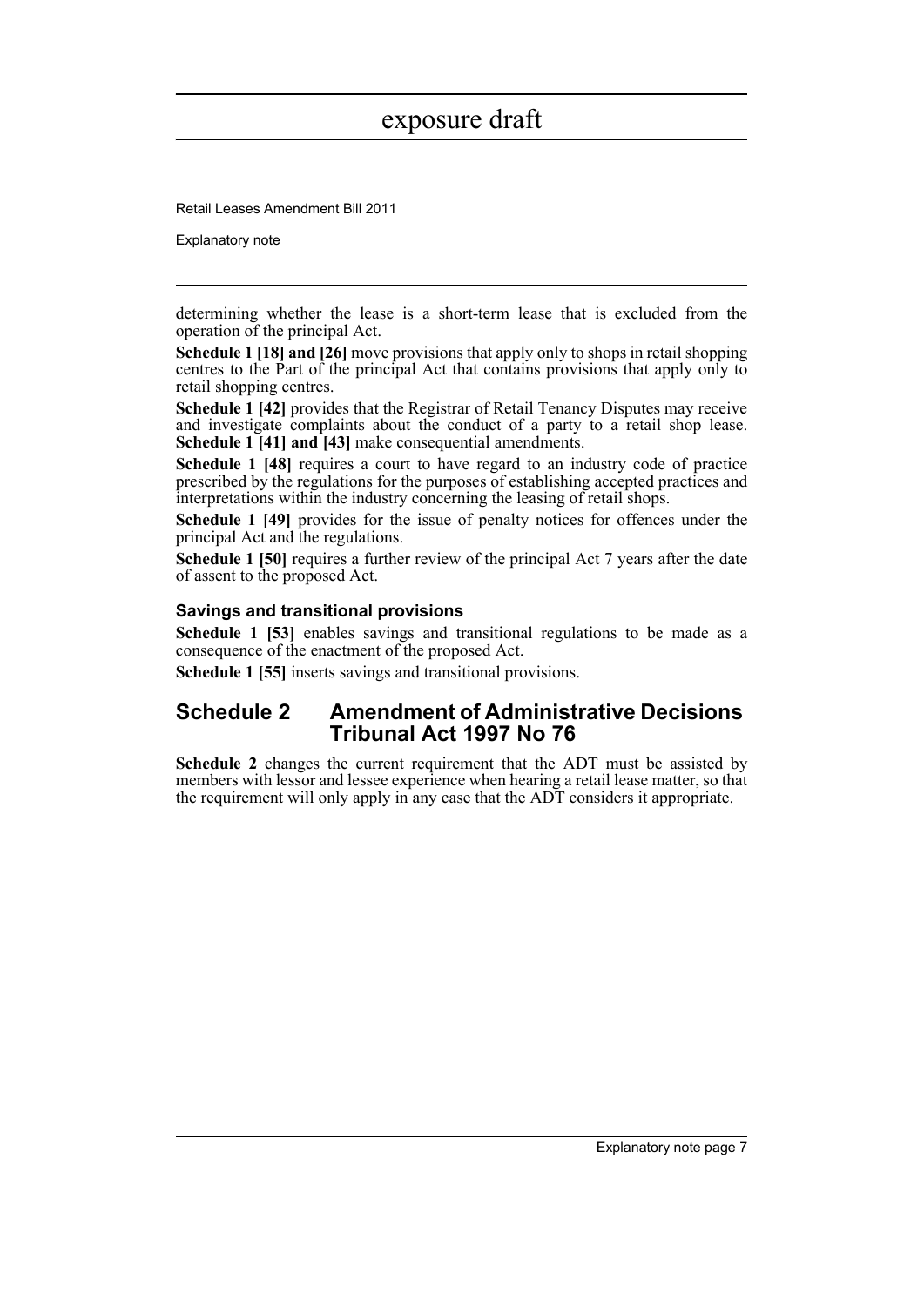determining whether the lease is a short-term lease that is excluded from the operation of the principal Act.

**Schedule 1 [18] and [26]** move provisions that apply only to shops in retail shopping centres to the Part of the principal Act that contains provisions that apply only to retail shopping centres.

**Schedule 1 [42]** provides that the Registrar of Retail Tenancy Disputes may receive and investigate complaints about the conduct of a party to a retail shop lease. **Schedule 1 [41] and [43]** make consequential amendments.

**Schedule 1 [48]** requires a court to have regard to an industry code of practice prescribed by the regulations for the purposes of establishing accepted practices and interpretations within the industry concerning the leasing of retail shops.

**Schedule 1 [49]** provides for the issue of penalty notices for offences under the principal Act and the regulations.

**Schedule 1 [50]** requires a further review of the principal Act 7 years after the date of assent to the proposed Act.

### Savings and transitional provisions

**Schedule 1 [53]** enables savings and transitional regulations to be made as a consequence of the enactment of the proposed Act.

**Schedule 1 [55]** inserts savings and transitional provisions.

## Schedule 2 Amendment of Administrative Decisions Tribunal Act 1997 No 76

**Schedule 2** changes the current requirement that the ADT must be assisted by members with lessor and lessee experience when hearing a retail lease matter, so that the requirement will only apply in any case that the ADT considers it appropriate.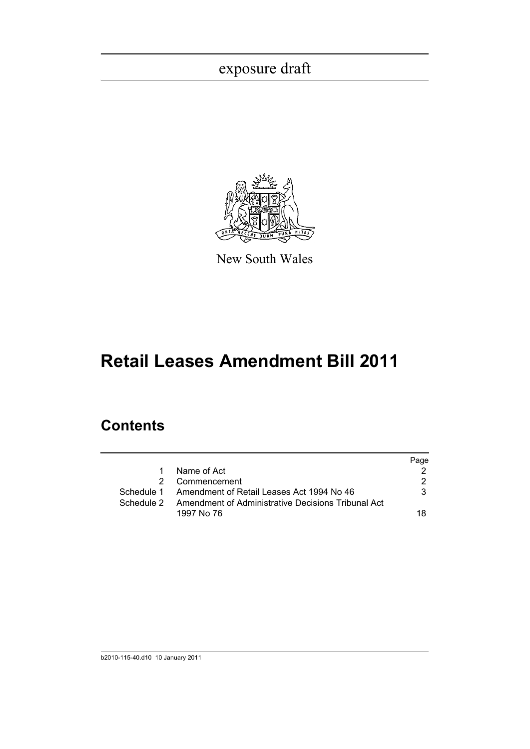exposure draft

New South Wales

# Retail Leases Amendment Bill 2011

## Contents

| | | Page |
|---|---|---|
| 1 | Name of Act | 2 |
| 2 | Commencement | 2 |
| Schedule 1 | Amendment of Retail Leases Act 1994 No 46 | 3 |
| Schedule 2 | Amendment of Administrative Decisions Tribunal Act 1997 No 76 | 18 |

b2010-115-40.d10 10 January 2011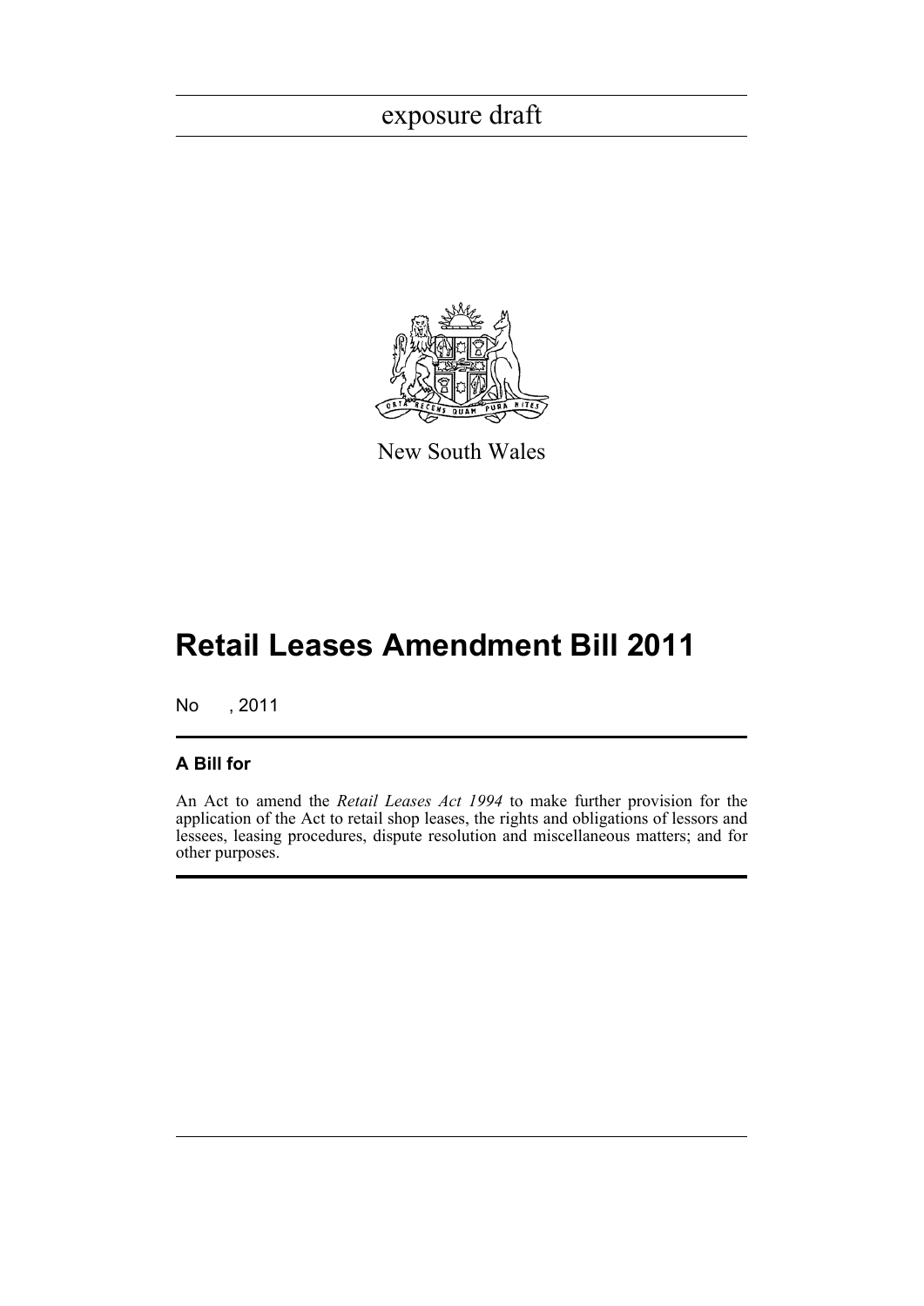exposure draft

New South Wales

# Retail Leases Amendment Bill 2011

No , 2011

## A Bill for

An Act to amend the *Retail Leases Act 1994* to make further provision for the application of the Act to retail shop leases, the rights and obligations of lessors and lessees, leasing procedures, dispute resolution and miscellaneous matters; and for other purposes.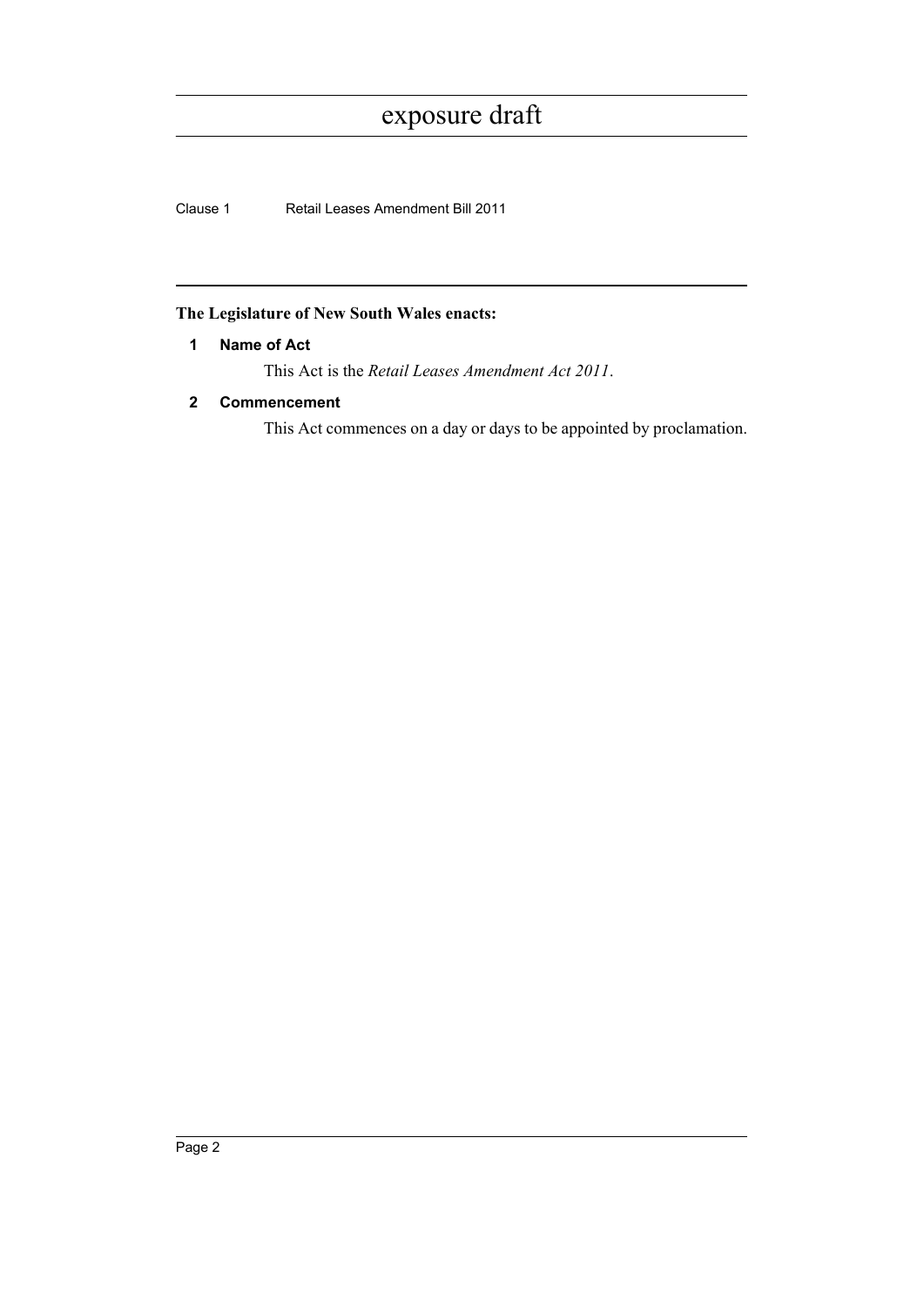**The Legislature of New South Wales enacts:**

**1 Name of Act**

This Act is the *Retail Leases Amendment Act 2011*.

**2 Commencement**

This Act commences on a day or days to be appointed by proclamation.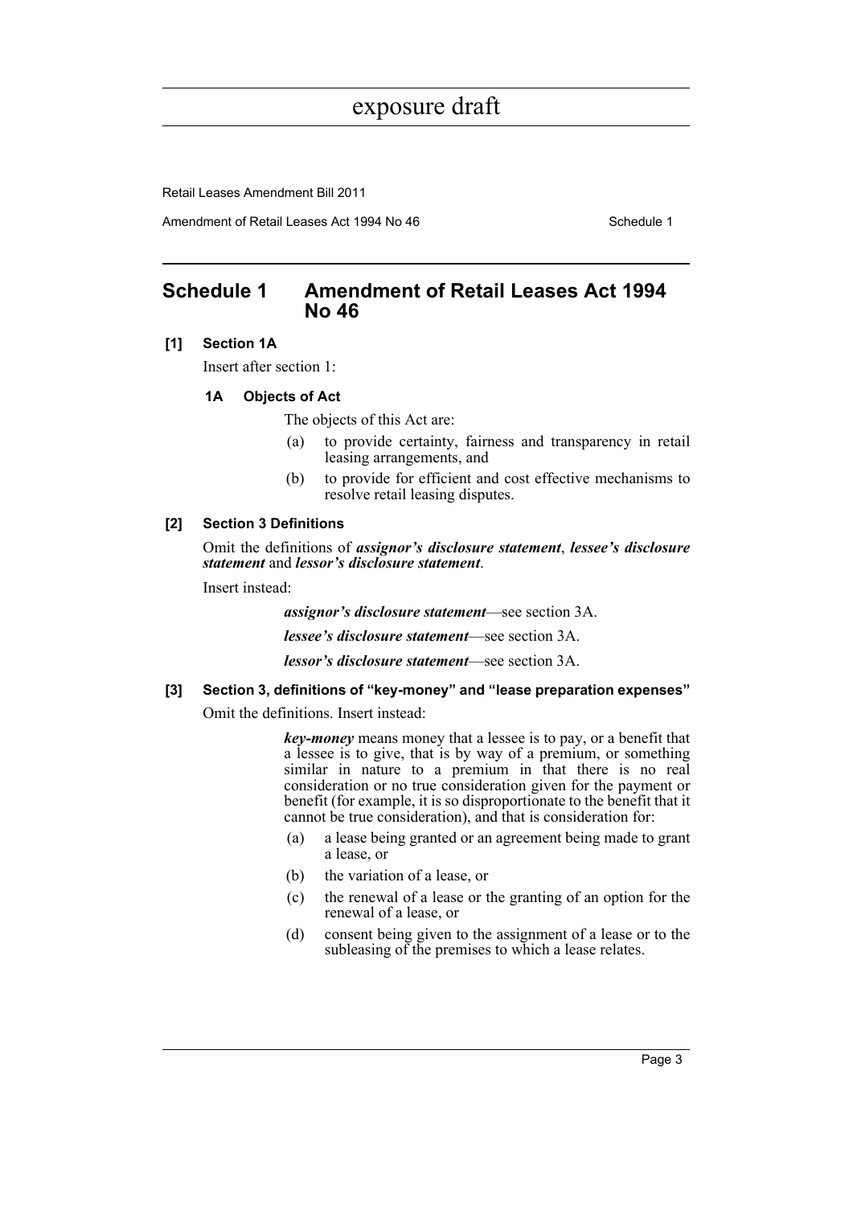## Schedule 1 Amendment of Retail Leases Act 1994 No 46

**[1] Section 1A**

Insert after section 1:

**1A Objects of Act**

The objects of this Act are:

(a) to provide certainty, fairness and transparency in retail leasing arrangements, and

(b) to provide for efficient and cost effective mechanisms to resolve retail leasing disputes.

**[2] Section 3 Definitions**

Omit the definitions of ***assignor's disclosure statement***, ***lessee's disclosure statement*** and ***lessor's disclosure statement***.

Insert instead:

***assignor's disclosure statement***—see section 3A.

***lessee's disclosure statement***—see section 3A.

***lessor's disclosure statement***—see section 3A.

**[3] Section 3, definitions of "key-money" and "lease preparation expenses"**

Omit the definitions. Insert instead:

***key-money*** means money that a lessee is to pay, or a benefit that a lessee is to give, that is by way of a premium, or something similar in nature to a premium in that there is no real consideration or no true consideration given for the payment or benefit (for example, it is so disproportionate to the benefit that it cannot be true consideration), and that is consideration for:

(a) a lease being granted or an agreement being made to grant a lease, or

(b) the variation of a lease, or

(c) the renewal of a lease or the granting of an option for the renewal of a lease, or

(d) consent being given to the assignment of a lease or to the subleasing of the premises to which a lease relates.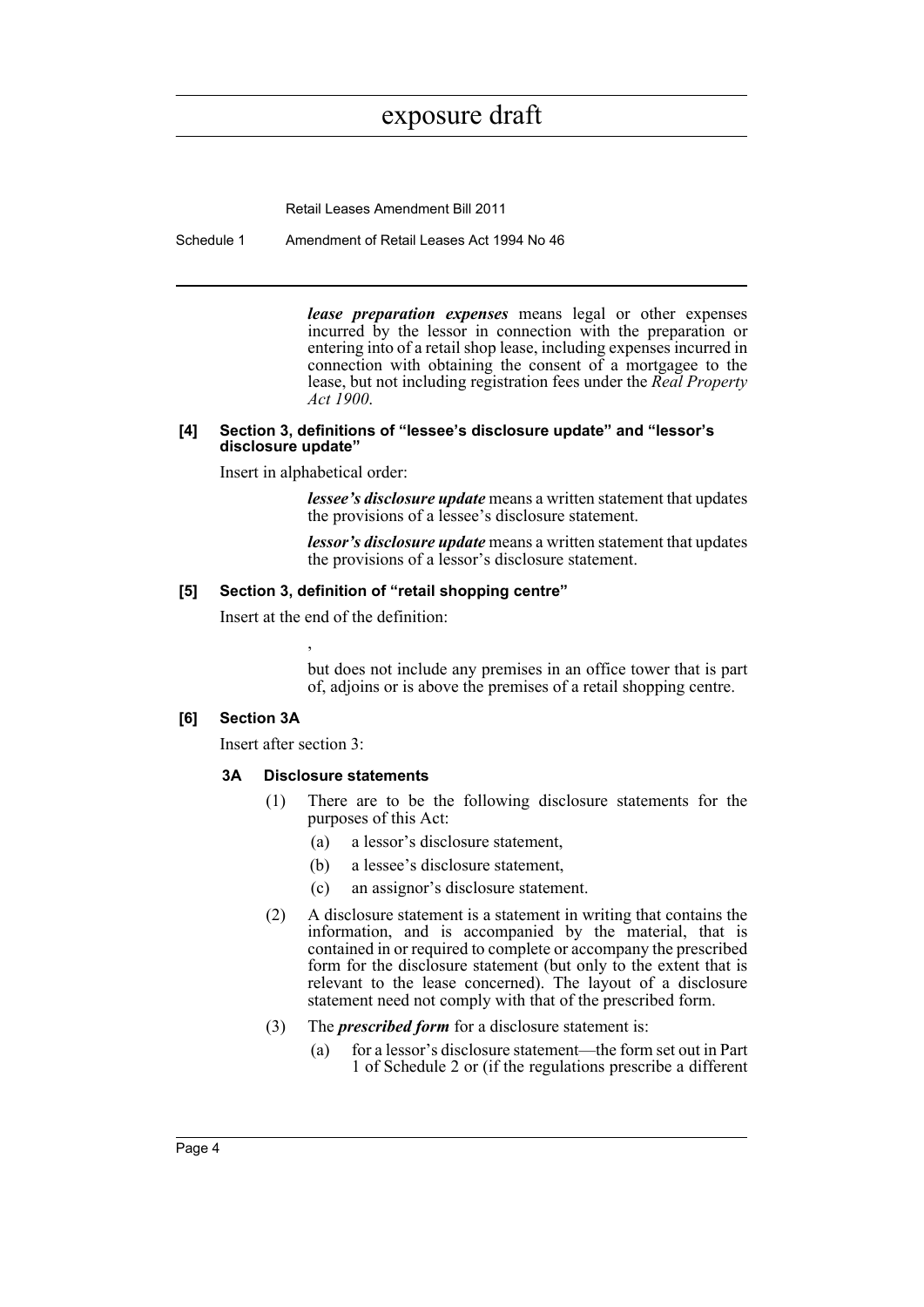***lease preparation expenses*** means legal or other expenses incurred by the lessor in connection with the preparation or entering into of a retail shop lease, including expenses incurred in connection with obtaining the consent of a mortgagee to the lease, but not including registration fees under the *Real Property Act 1900*.

**[4] Section 3, definitions of "lessee's disclosure update" and "lessor's disclosure update"**

Insert in alphabetical order:

***lessee's disclosure update*** means a written statement that updates the provisions of a lessee's disclosure statement.

***lessor's disclosure update*** means a written statement that updates the provisions of a lessor's disclosure statement.

**[5] Section 3, definition of "retail shopping centre"**

Insert at the end of the definition:

,

but does not include any premises in an office tower that is part of, adjoins or is above the premises of a retail shopping centre.

**[6] Section 3A**

Insert after section 3:

**3A Disclosure statements**

(1) There are to be the following disclosure statements for the purposes of this Act:

(a) a lessor's disclosure statement,

(b) a lessee's disclosure statement,

(c) an assignor's disclosure statement.

(2) A disclosure statement is a statement in writing that contains the information, and is accompanied by the material, that is contained in or required to complete or accompany the prescribed form for the disclosure statement (but only to the extent that is relevant to the lease concerned). The layout of a disclosure statement need not comply with that of the prescribed form.

(3) The ***prescribed form*** for a disclosure statement is:

(a) for a lessor's disclosure statement—the form set out in Part 1 of Schedule 2 or (if the regulations prescribe a different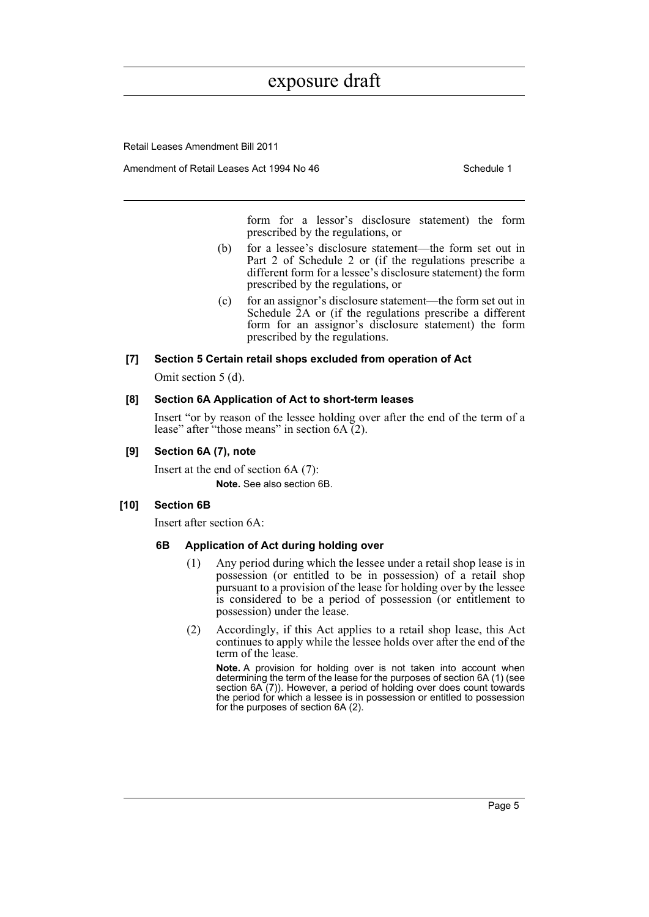form for a lessor's disclosure statement) the form prescribed by the regulations, or

(b) for a lessee's disclosure statement—the form set out in Part 2 of Schedule 2 or (if the regulations prescribe a different form for a lessee's disclosure statement) the form prescribed by the regulations, or

(c) for an assignor's disclosure statement—the form set out in Schedule 2A or (if the regulations prescribe a different form for an assignor's disclosure statement) the form prescribed by the regulations.

**[7] Section 5 Certain retail shops excluded from operation of Act**

Omit section 5 (d).

**[8] Section 6A Application of Act to short-term leases**

Insert "or by reason of the lessee holding over after the end of the term of a lease" after "those means" in section 6A (2).

**[9] Section 6A (7), note**

Insert at the end of section 6A (7):

**Note.** See also section 6B.

**[10] Section 6B**

Insert after section 6A:

**6B Application of Act during holding over**

(1) Any period during which the lessee under a retail shop lease is in possession (or entitled to be in possession) of a retail shop pursuant to a provision of the lease for holding over by the lessee is considered to be a period of possession (or entitlement to possession) under the lease.

(2) Accordingly, if this Act applies to a retail shop lease, this Act continues to apply while the lessee holds over after the end of the term of the lease.

**Note.** A provision for holding over is not taken into account when determining the term of the lease for the purposes of section 6A (1) (see section 6A (7)). However, a period of holding over does count towards the period for which a lessee is in possession or entitled to possession for the purposes of section 6A (2).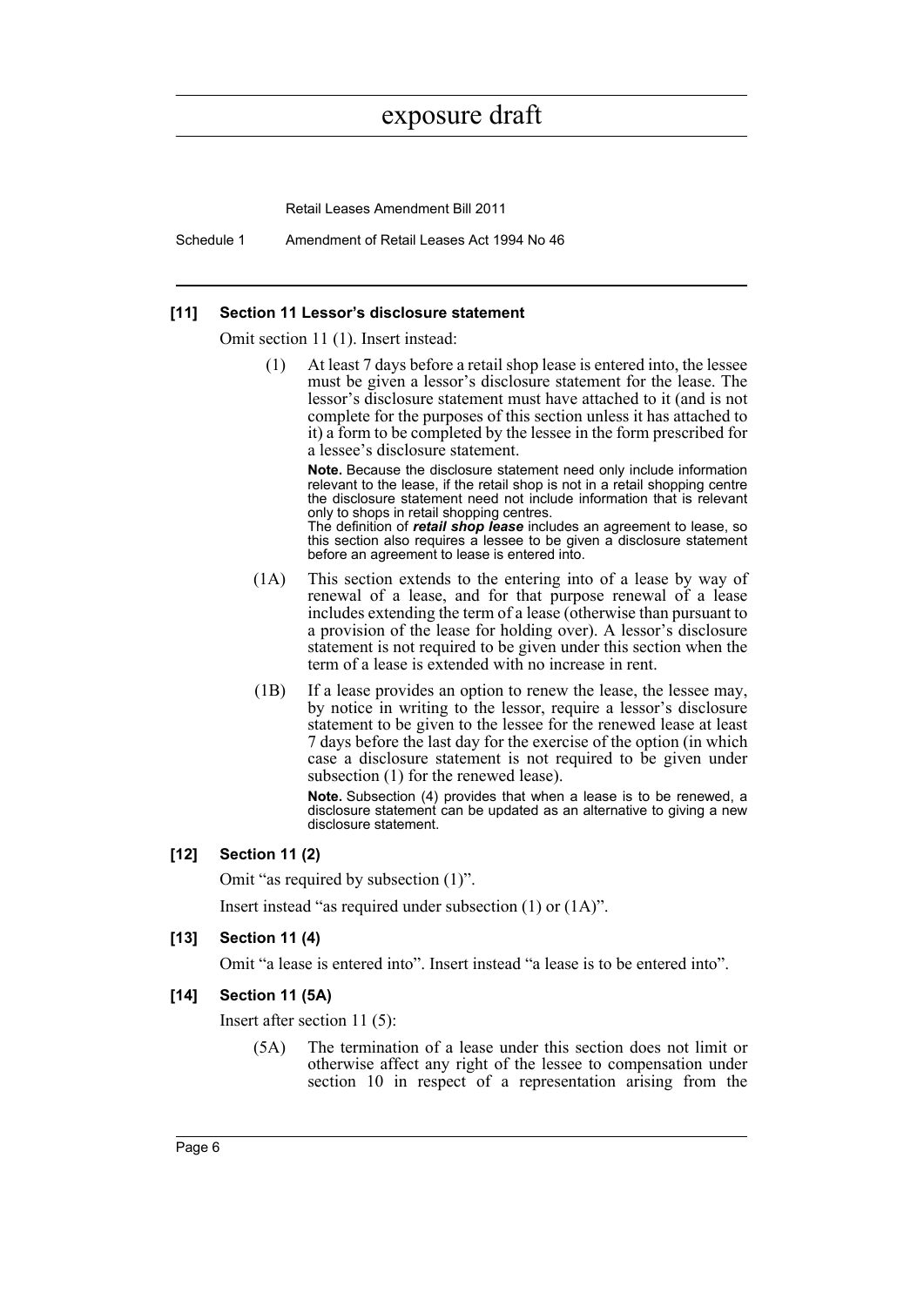**[11] Section 11 Lessor's disclosure statement**

Omit section 11 (1). Insert instead:

(1) At least 7 days before a retail shop lease is entered into, the lessee must be given a lessor's disclosure statement for the lease. The lessor's disclosure statement must have attached to it (and is not complete for the purposes of this section unless it has attached to it) a form to be completed by the lessee in the form prescribed for a lessee's disclosure statement.

**Note.** Because the disclosure statement need only include information relevant to the lease, if the retail shop is not in a retail shopping centre the disclosure statement need not include information that is relevant only to shops in retail shopping centres.
The definition of ***retail shop lease*** includes an agreement to lease, so this section also requires a lessee to be given a disclosure statement before an agreement to lease is entered into.

(1A) This section extends to the entering into of a lease by way of renewal of a lease, and for that purpose renewal of a lease includes extending the term of a lease (otherwise than pursuant to a provision of the lease for holding over). A lessor's disclosure statement is not required to be given under this section when the term of a lease is extended with no increase in rent.

(1B) If a lease provides an option to renew the lease, the lessee may, by notice in writing to the lessor, require a lessor's disclosure statement to be given to the lessee for the renewed lease at least 7 days before the last day for the exercise of the option (in which case a disclosure statement is not required to be given under subsection (1) for the renewed lease).

**Note.** Subsection (4) provides that when a lease is to be renewed, a disclosure statement can be updated as an alternative to giving a new disclosure statement.

**[12] Section 11 (2)**

Omit "as required by subsection (1)".

Insert instead "as required under subsection (1) or (1A)".

**[13] Section 11 (4)**

Omit "a lease is entered into". Insert instead "a lease is to be entered into".

**[14] Section 11 (5A)**

Insert after section 11 (5):

(5A) The termination of a lease under this section does not limit or otherwise affect any right of the lessee to compensation under section 10 in respect of a representation arising from the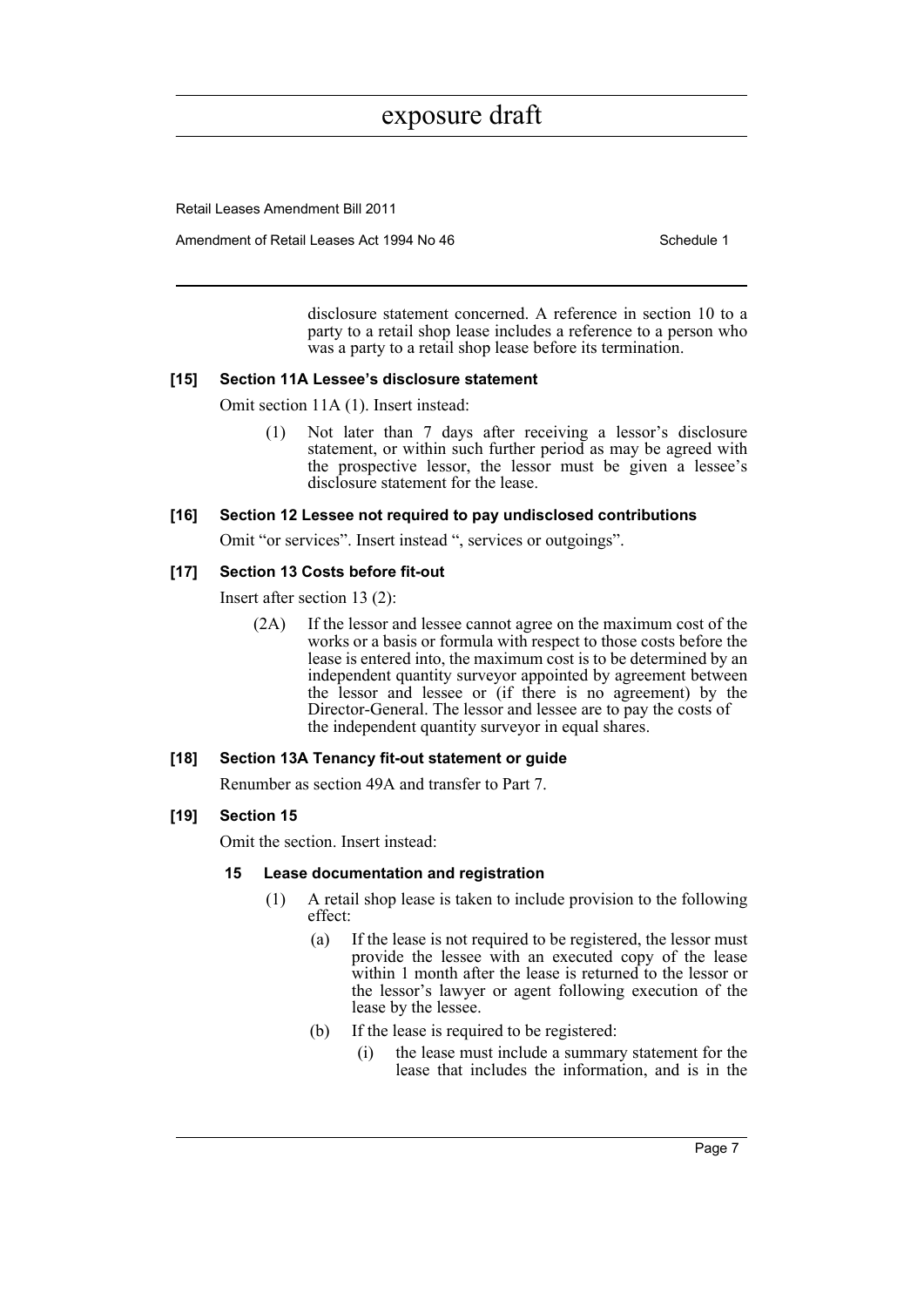disclosure statement concerned. A reference in section 10 to a party to a retail shop lease includes a reference to a person who was a party to a retail shop lease before its termination.

**[15] Section 11A Lessee's disclosure statement**

Omit section 11A (1). Insert instead:

(1) Not later than 7 days after receiving a lessor's disclosure statement, or within such further period as may be agreed with the prospective lessor, the lessor must be given a lessee's disclosure statement for the lease.

**[16] Section 12 Lessee not required to pay undisclosed contributions**

Omit "or services". Insert instead ", services or outgoings".

**[17] Section 13 Costs before fit-out**

Insert after section 13 (2):

(2A) If the lessor and lessee cannot agree on the maximum cost of the works or a basis or formula with respect to those costs before the lease is entered into, the maximum cost is to be determined by an independent quantity surveyor appointed by agreement between the lessor and lessee or (if there is no agreement) by the Director-General. The lessor and lessee are to pay the costs of the independent quantity surveyor in equal shares.

**[18] Section 13A Tenancy fit-out statement or guide**

Renumber as section 49A and transfer to Part 7.

**[19] Section 15**

Omit the section. Insert instead:

**15 Lease documentation and registration**

(1) A retail shop lease is taken to include provision to the following effect:

(a) If the lease is not required to be registered, the lessor must provide the lessee with an executed copy of the lease within 1 month after the lease is returned to the lessor or the lessor's lawyer or agent following execution of the lease by the lessee.

(b) If the lease is required to be registered:

(i) the lease must include a summary statement for the lease that includes the information, and is in the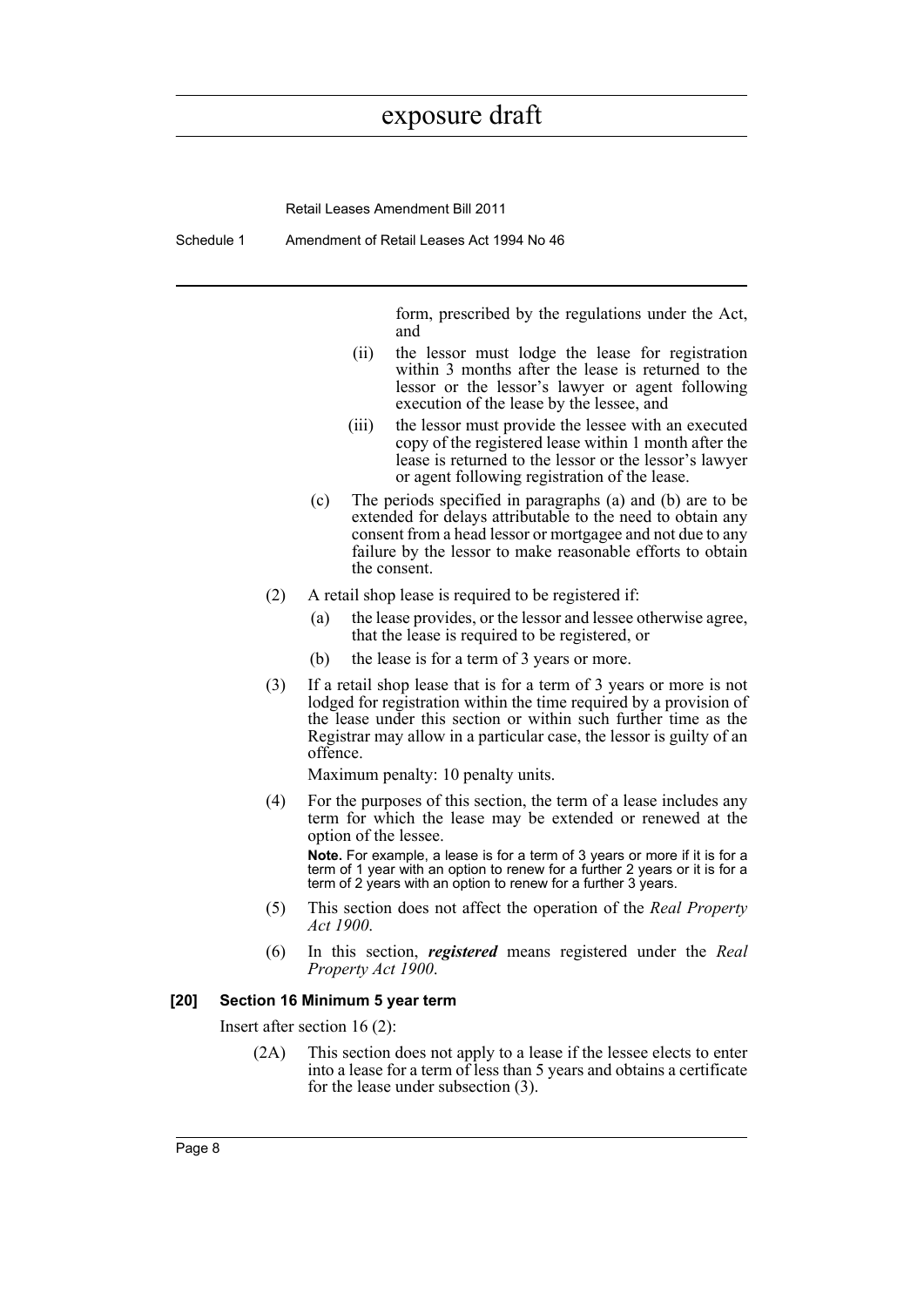form, prescribed by the regulations under the Act, and

(ii) the lessor must lodge the lease for registration within 3 months after the lease is returned to the lessor or the lessor's lawyer or agent following execution of the lease by the lessee, and

(iii) the lessor must provide the lessee with an executed copy of the registered lease within 1 month after the lease is returned to the lessor or the lessor's lawyer or agent following registration of the lease.

(c) The periods specified in paragraphs (a) and (b) are to be extended for delays attributable to the need to obtain any consent from a head lessor or mortgagee and not due to any failure by the lessor to make reasonable efforts to obtain the consent.

(2) A retail shop lease is required to be registered if:

(a) the lease provides, or the lessor and lessee otherwise agree, that the lease is required to be registered, or

(b) the lease is for a term of 3 years or more.

(3) If a retail shop lease that is for a term of 3 years or more is not lodged for registration within the time required by a provision of the lease under this section or within such further time as the Registrar may allow in a particular case, the lessor is guilty of an offence.

Maximum penalty: 10 penalty units.

(4) For the purposes of this section, the term of a lease includes any term for which the lease may be extended or renewed at the option of the lessee.

**Note.** For example, a lease is for a term of 3 years or more if it is for a term of 1 year with an option to renew for a further 2 years or it is for a term of 2 years with an option to renew for a further 3 years.

(5) This section does not affect the operation of the *Real Property Act 1900*.

(6) In this section, ***registered*** means registered under the *Real Property Act 1900*.

**[20] Section 16 Minimum 5 year term**

Insert after section 16 (2):

(2A) This section does not apply to a lease if the lessee elects to enter into a lease for a term of less than 5 years and obtains a certificate for the lease under subsection (3).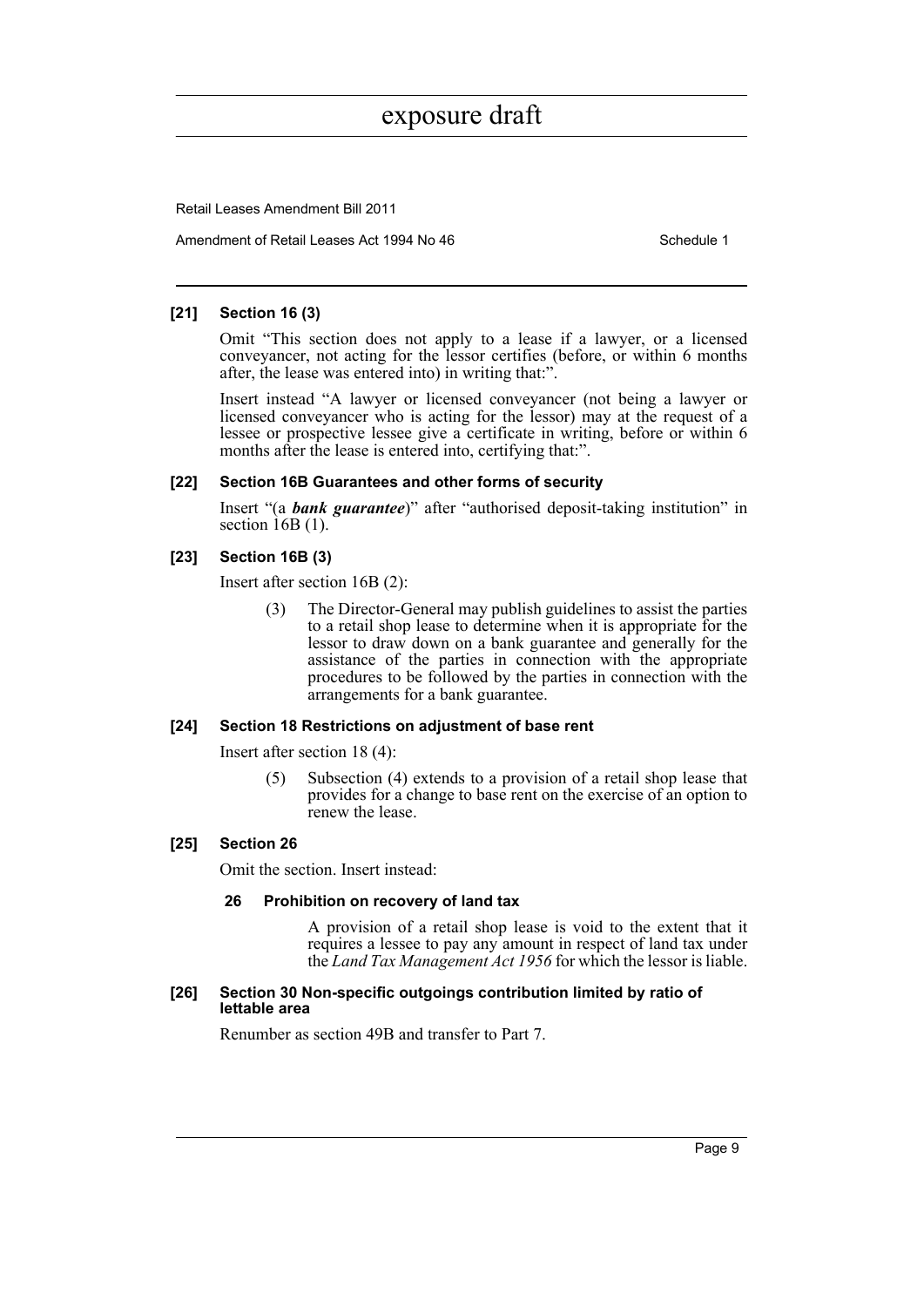**[21] Section 16 (3)**

Omit "This section does not apply to a lease if a lawyer, or a licensed conveyancer, not acting for the lessor certifies (before, or within 6 months after, the lease was entered into) in writing that:".

Insert instead "A lawyer or licensed conveyancer (not being a lawyer or licensed conveyancer who is acting for the lessor) may at the request of a lessee or prospective lessee give a certificate in writing, before or within 6 months after the lease is entered into, certifying that:".

**[22] Section 16B Guarantees and other forms of security**

Insert "(a ***bank guarantee***)" after "authorised deposit-taking institution" in section 16B (1).

**[23] Section 16B (3)**

Insert after section 16B (2):

> (3) The Director-General may publish guidelines to assist the parties to a retail shop lease to determine when it is appropriate for the lessor to draw down on a bank guarantee and generally for the assistance of the parties in connection with the appropriate procedures to be followed by the parties in connection with the arrangements for a bank guarantee.

**[24] Section 18 Restrictions on adjustment of base rent**

Insert after section 18 (4):

> (5) Subsection (4) extends to a provision of a retail shop lease that provides for a change to base rent on the exercise of an option to renew the lease.

**[25] Section 26**

Omit the section. Insert instead:

> **26 Prohibition on recovery of land tax**
>
> A provision of a retail shop lease is void to the extent that it requires a lessee to pay any amount in respect of land tax under the *Land Tax Management Act 1956* for which the lessor is liable.

**[26] Section 30 Non-specific outgoings contribution limited by ratio of lettable area**

Renumber as section 49B and transfer to Part 7.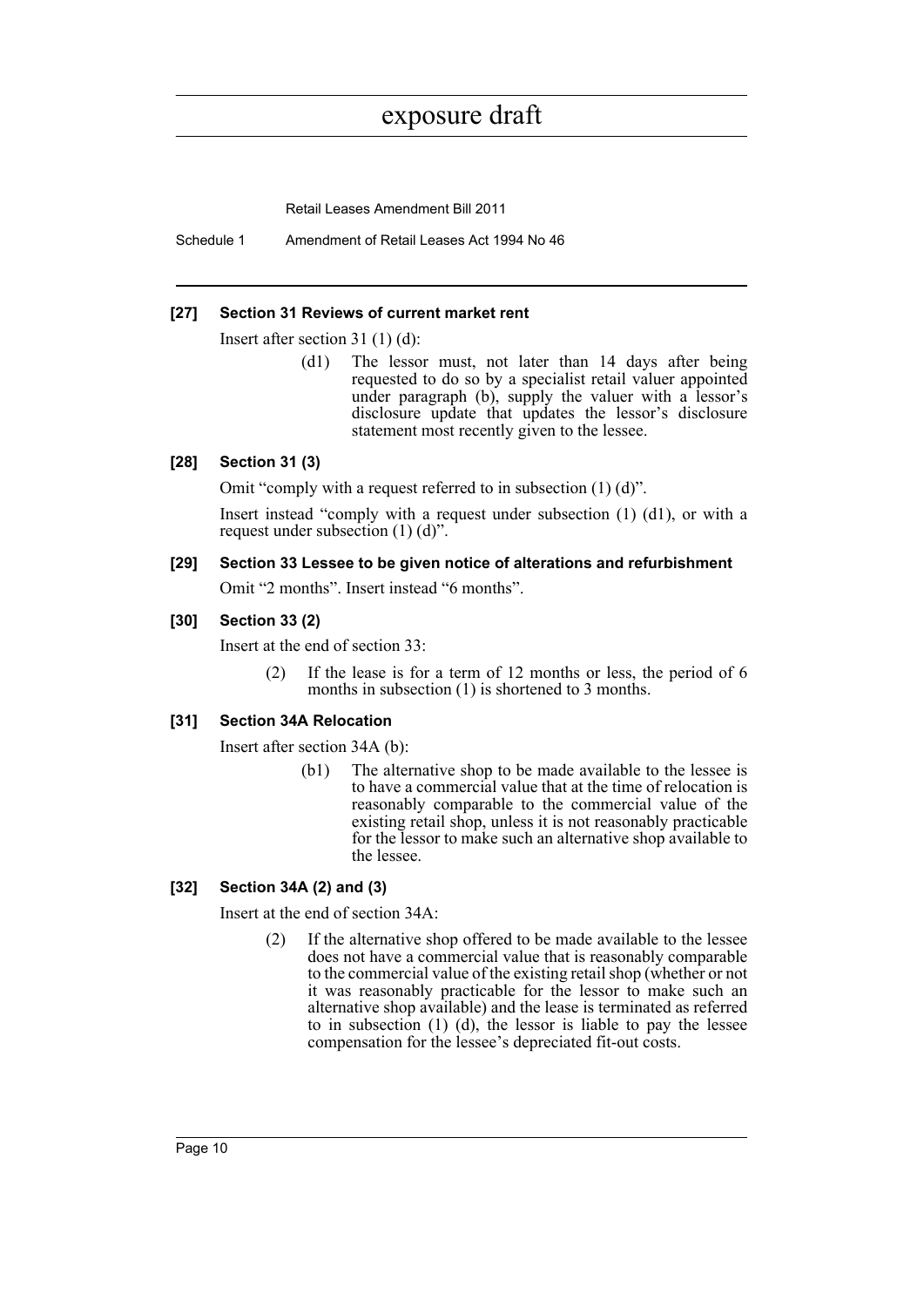**[27] Section 31 Reviews of current market rent**

Insert after section 31 (1) (d):

> (d1) The lessor must, not later than 14 days after being requested to do so by a specialist retail valuer appointed under paragraph (b), supply the valuer with a lessor's disclosure update that updates the lessor's disclosure statement most recently given to the lessee.

**[28] Section 31 (3)**

Omit "comply with a request referred to in subsection (1) (d)".

Insert instead "comply with a request under subsection (1) (d1), or with a request under subsection (1) (d)".

**[29] Section 33 Lessee to be given notice of alterations and refurbishment**

Omit "2 months". Insert instead "6 months".

**[30] Section 33 (2)**

Insert at the end of section 33:

> (2) If the lease is for a term of 12 months or less, the period of 6 months in subsection (1) is shortened to 3 months.

**[31] Section 34A Relocation**

Insert after section 34A (b):

> (b1) The alternative shop to be made available to the lessee is to have a commercial value that at the time of relocation is reasonably comparable to the commercial value of the existing retail shop, unless it is not reasonably practicable for the lessor to make such an alternative shop available to the lessee.

**[32] Section 34A (2) and (3)**

Insert at the end of section 34A:

> (2) If the alternative shop offered to be made available to the lessee does not have a commercial value that is reasonably comparable to the commercial value of the existing retail shop (whether or not it was reasonably practicable for the lessor to make such an alternative shop available) and the lease is terminated as referred to in subsection (1) (d), the lessor is liable to pay the lessee compensation for the lessee's depreciated fit-out costs.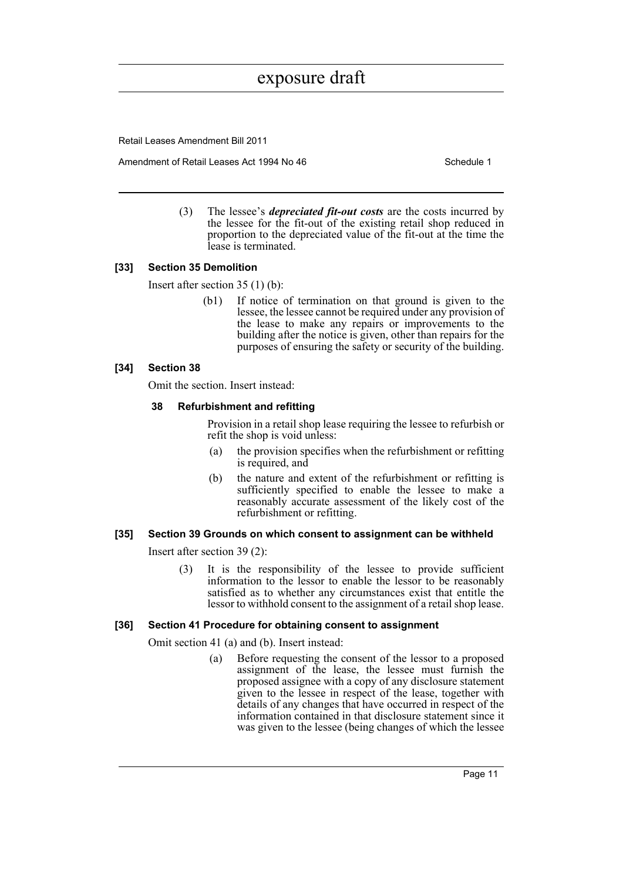(3) The lessee's ***depreciated fit-out costs*** are the costs incurred by the lessee for the fit-out of the existing retail shop reduced in proportion to the depreciated value of the fit-out at the time the lease is terminated.

**[33] Section 35 Demolition**

Insert after section 35 (1) (b):

(b1) If notice of termination on that ground is given to the lessee, the lessee cannot be required under any provision of the lease to make any repairs or improvements to the building after the notice is given, other than repairs for the purposes of ensuring the safety or security of the building.

**[34] Section 38**

Omit the section. Insert instead:

**38 Refurbishment and refitting**

Provision in a retail shop lease requiring the lessee to refurbish or refit the shop is void unless:

(a) the provision specifies when the refurbishment or refitting is required, and

(b) the nature and extent of the refurbishment or refitting is sufficiently specified to enable the lessee to make a reasonably accurate assessment of the likely cost of the refurbishment or refitting.

**[35] Section 39 Grounds on which consent to assignment can be withheld**

Insert after section 39 (2):

(3) It is the responsibility of the lessee to provide sufficient information to the lessor to enable the lessor to be reasonably satisfied as to whether any circumstances exist that entitle the lessor to withhold consent to the assignment of a retail shop lease.

**[36] Section 41 Procedure for obtaining consent to assignment**

Omit section 41 (a) and (b). Insert instead:

(a) Before requesting the consent of the lessor to a proposed assignment of the lease, the lessee must furnish the proposed assignee with a copy of any disclosure statement given to the lessee in respect of the lease, together with details of any changes that have occurred in respect of the information contained in that disclosure statement since it was given to the lessee (being changes of which the lessee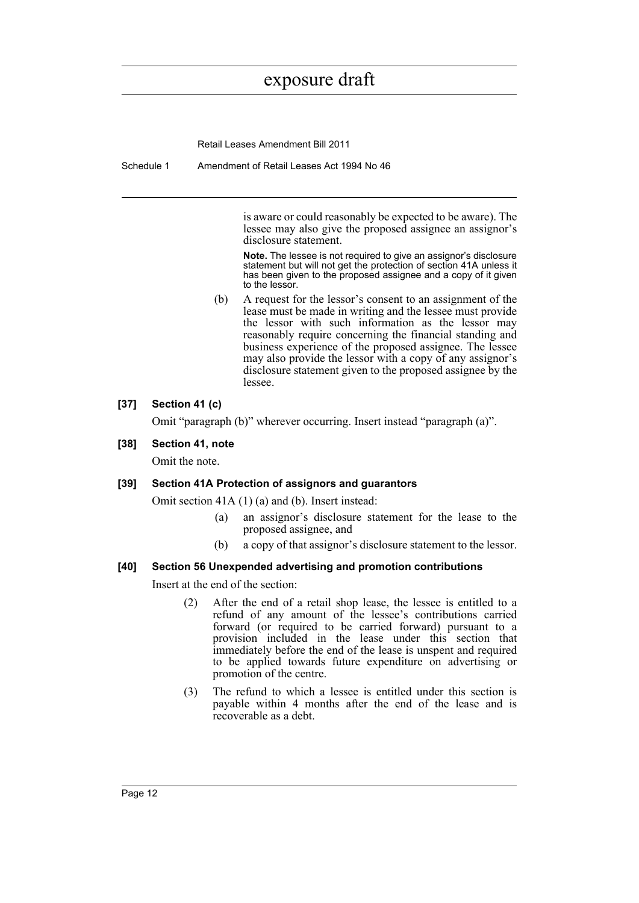is aware or could reasonably be expected to be aware). The lessee may also give the proposed assignee an assignor's disclosure statement.

**Note.** The lessee is not required to give an assignor's disclosure statement but will not get the protection of section 41A unless it has been given to the proposed assignee and a copy of it given to the lessor.

(b) A request for the lessor's consent to an assignment of the lease must be made in writing and the lessee must provide the lessor with such information as the lessor may reasonably require concerning the financial standing and business experience of the proposed assignee. The lessee may also provide the lessor with a copy of any assignor's disclosure statement given to the proposed assignee by the lessee.

#### [37] Section 41 (c)

Omit "paragraph (b)" wherever occurring. Insert instead "paragraph (a)".

#### [38] Section 41, note

Omit the note.

#### [39] Section 41A Protection of assignors and guarantors

Omit section 41A (1) (a) and (b). Insert instead:

(a) an assignor's disclosure statement for the lease to the proposed assignee, and

(b) a copy of that assignor's disclosure statement to the lessor.

#### [40] Section 56 Unexpended advertising and promotion contributions

Insert at the end of the section:

(2) After the end of a retail shop lease, the lessee is entitled to a refund of any amount of the lessee's contributions carried forward (or required to be carried forward) pursuant to a provision included in the lease under this section that immediately before the end of the lease is unspent and required to be applied towards future expenditure on advertising or promotion of the centre.

(3) The refund to which a lessee is entitled under this section is payable within 4 months after the end of the lease and is recoverable as a debt.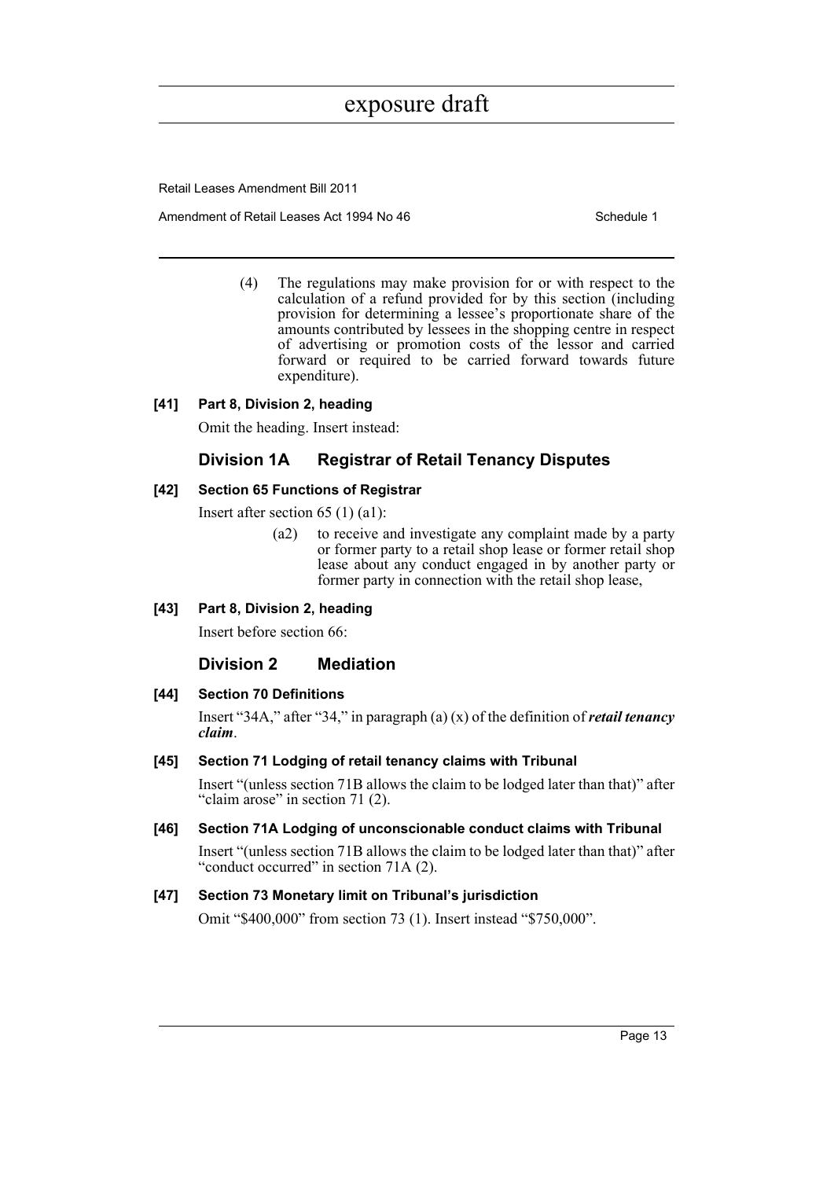(4) The regulations may make provision for or with respect to the calculation of a refund provided for by this section (including provision for determining a lessee's proportionate share of the amounts contributed by lessees in the shopping centre in respect of advertising or promotion costs of the lessor and carried forward or required to be carried forward towards future expenditure).

### [41] Part 8, Division 2, heading

Omit the heading. Insert instead:

## Division 1A Registrar of Retail Tenancy Disputes

### [42] Section 65 Functions of Registrar

Insert after section 65 (1) (a1):

(a2) to receive and investigate any complaint made by a party or former party to a retail shop lease or former retail shop lease about any conduct engaged in by another party or former party in connection with the retail shop lease,

### [43] Part 8, Division 2, heading

Insert before section 66:

## Division 2 Mediation

### [44] Section 70 Definitions

Insert "34A," after "34," in paragraph (a) (x) of the definition of ***retail tenancy claim***.

### [45] Section 71 Lodging of retail tenancy claims with Tribunal

Insert "(unless section 71B allows the claim to be lodged later than that)" after "claim arose" in section 71 (2).

### [46] Section 71A Lodging of unconscionable conduct claims with Tribunal

Insert "(unless section 71B allows the claim to be lodged later than that)" after "conduct occurred" in section 71A (2).

### [47] Section 73 Monetary limit on Tribunal's jurisdiction

Omit "$400,000" from section 73 (1). Insert instead "$750,000".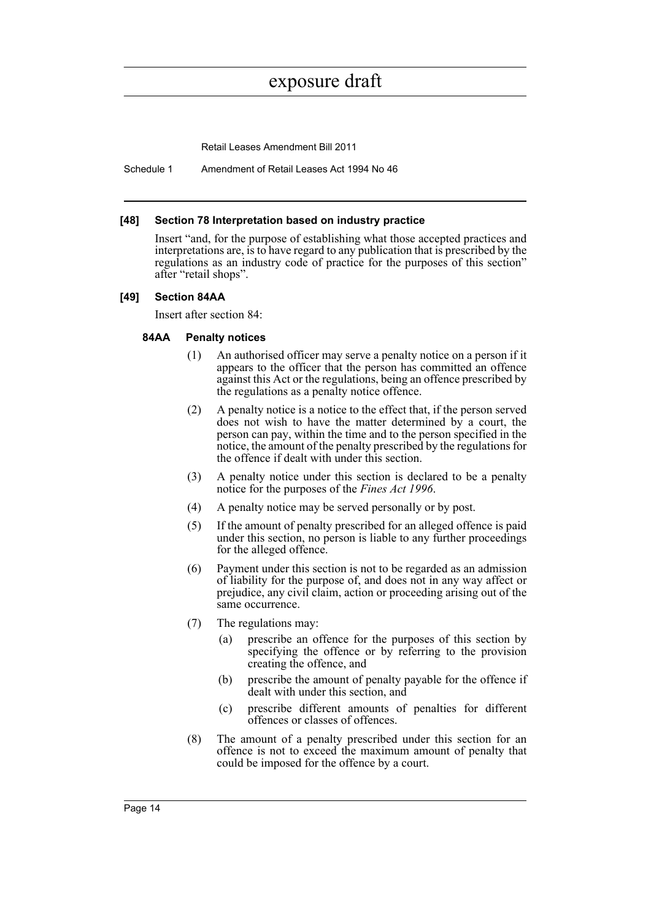#### [48] Section 78 Interpretation based on industry practice

Insert "and, for the purpose of establishing what those accepted practices and interpretations are, is to have regard to any publication that is prescribed by the regulations as an industry code of practice for the purposes of this section" after "retail shops".

#### [49] Section 84AA

Insert after section 84:

##### 84AA Penalty notices

(1) An authorised officer may serve a penalty notice on a person if it appears to the officer that the person has committed an offence against this Act or the regulations, being an offence prescribed by the regulations as a penalty notice offence.

(2) A penalty notice is a notice to the effect that, if the person served does not wish to have the matter determined by a court, the person can pay, within the time and to the person specified in the notice, the amount of the penalty prescribed by the regulations for the offence if dealt with under this section.

(3) A penalty notice under this section is declared to be a penalty notice for the purposes of the *Fines Act 1996*.

(4) A penalty notice may be served personally or by post.

(5) If the amount of penalty prescribed for an alleged offence is paid under this section, no person is liable to any further proceedings for the alleged offence.

(6) Payment under this section is not to be regarded as an admission of liability for the purpose of, and does not in any way affect or prejudice, any civil claim, action or proceeding arising out of the same occurrence.

(7) The regulations may:

- (a) prescribe an offence for the purposes of this section by specifying the offence or by referring to the provision creating the offence, and
- (b) prescribe the amount of penalty payable for the offence if dealt with under this section, and
- (c) prescribe different amounts of penalties for different offences or classes of offences.

(8) The amount of a penalty prescribed under this section for an offence is not to exceed the maximum amount of penalty that could be imposed for the offence by a court.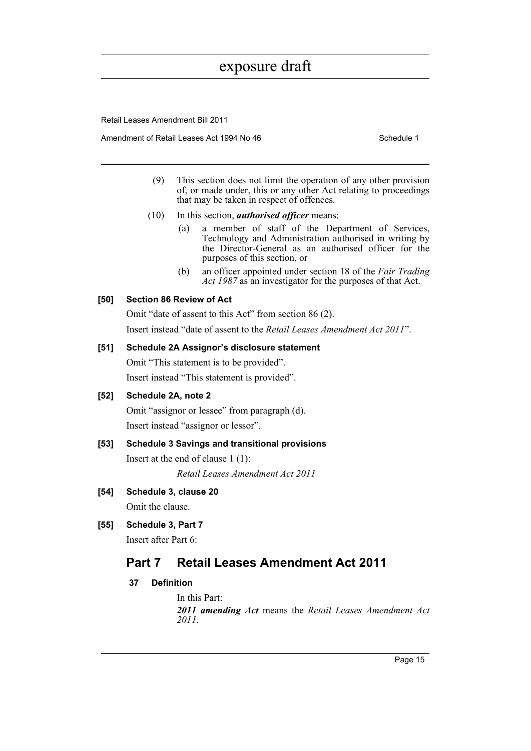(9) This section does not limit the operation of any other provision of, or made under, this or any other Act relating to proceedings that may be taken in respect of offences.

(10) In this section, ***authorised officer*** means:

(a) a member of staff of the Department of Services, Technology and Administration authorised in writing by the Director-General as an authorised officer for the purposes of this section, or

(b) an officer appointed under section 18 of the *Fair Trading Act 1987* as an investigator for the purposes of that Act.

**[50] Section 86 Review of Act**

Omit "date of assent to this Act" from section 86 (2).

Insert instead "date of assent to the *Retail Leases Amendment Act 2011*".

**[51] Schedule 2A Assignor's disclosure statement**

Omit "This statement is to be provided".

Insert instead "This statement is provided".

**[52] Schedule 2A, note 2**

Omit "assignor or lessee" from paragraph (d).

Insert instead "assignor or lessor".

**[53] Schedule 3 Savings and transitional provisions**

Insert at the end of clause 1 (1):

*Retail Leases Amendment Act 2011*

**[54] Schedule 3, clause 20**

Omit the clause.

**[55] Schedule 3, Part 7**

Insert after Part 6:

## Part 7 Retail Leases Amendment Act 2011

**37 Definition**

In this Part:

***2011 amending Act*** means the *Retail Leases Amendment Act 2011*.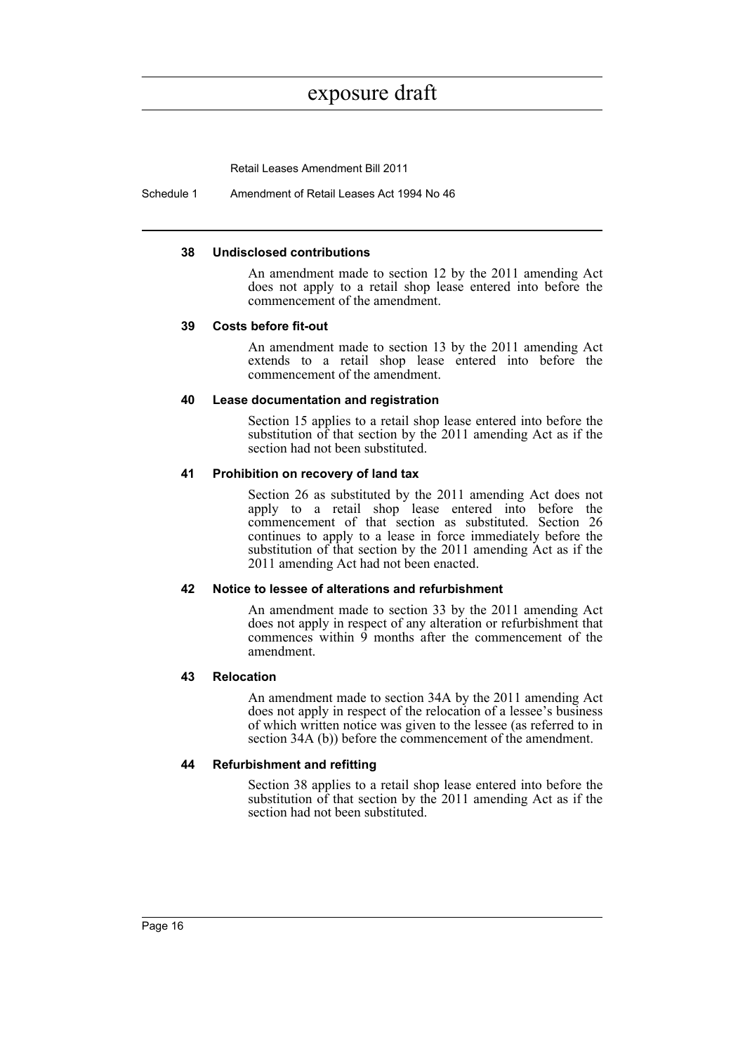#### 38 Undisclosed contributions

An amendment made to section 12 by the 2011 amending Act does not apply to a retail shop lease entered into before the commencement of the amendment.

#### 39 Costs before fit-out

An amendment made to section 13 by the 2011 amending Act extends to a retail shop lease entered into before the commencement of the amendment.

#### 40 Lease documentation and registration

Section 15 applies to a retail shop lease entered into before the substitution of that section by the 2011 amending Act as if the section had not been substituted.

#### 41 Prohibition on recovery of land tax

Section 26 as substituted by the 2011 amending Act does not apply to a retail shop lease entered into before the commencement of that section as substituted. Section 26 continues to apply to a lease in force immediately before the substitution of that section by the 2011 amending Act as if the 2011 amending Act had not been enacted.

#### 42 Notice to lessee of alterations and refurbishment

An amendment made to section 33 by the 2011 amending Act does not apply in respect of any alteration or refurbishment that commences within 9 months after the commencement of the amendment.

#### 43 Relocation

An amendment made to section 34A by the 2011 amending Act does not apply in respect of the relocation of a lessee's business of which written notice was given to the lessee (as referred to in section 34A (b)) before the commencement of the amendment.

#### 44 Refurbishment and refitting

Section 38 applies to a retail shop lease entered into before the substitution of that section by the 2011 amending Act as if the section had not been substituted.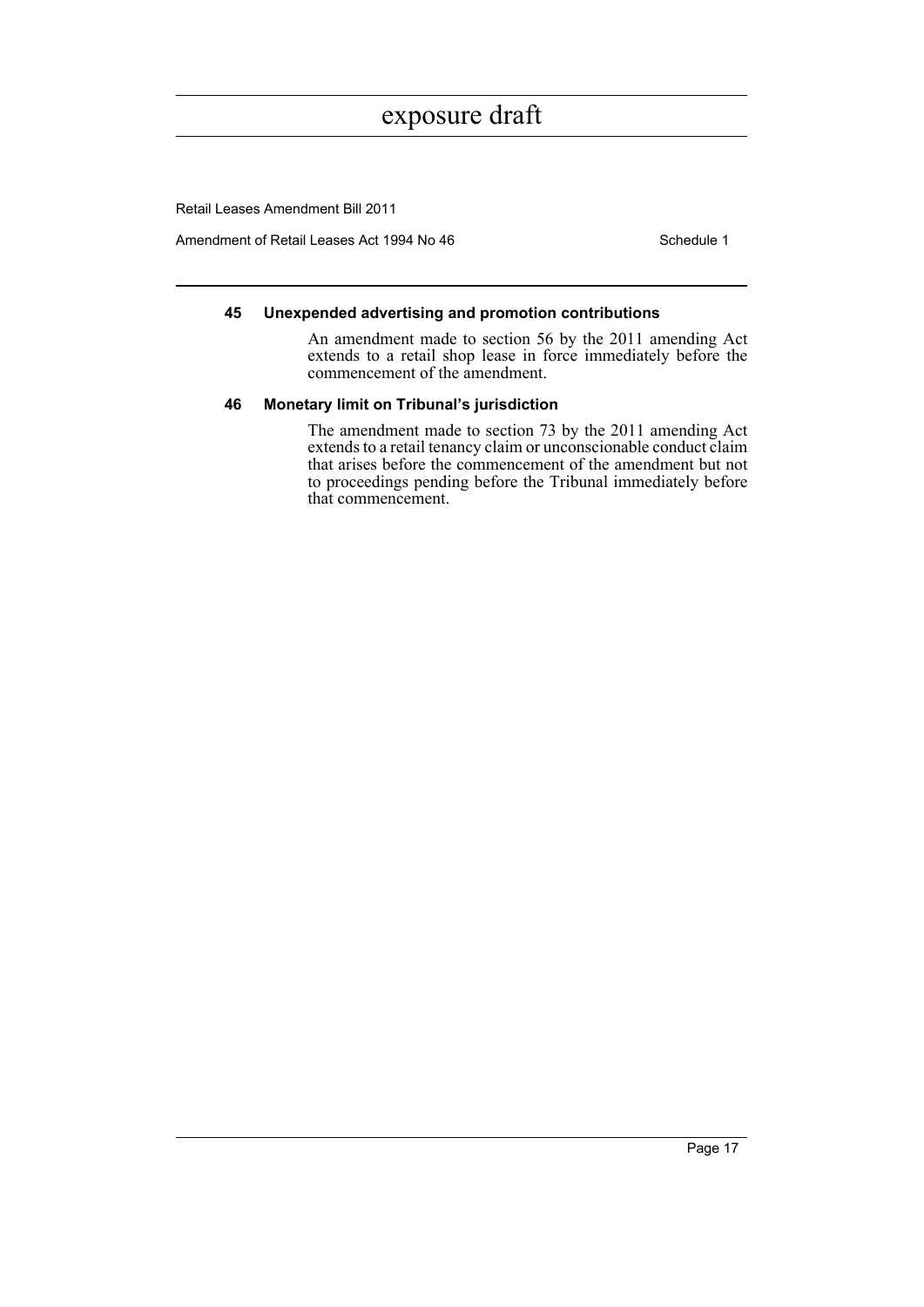### 45 Unexpended advertising and promotion contributions

An amendment made to section 56 by the 2011 amending Act extends to a retail shop lease in force immediately before the commencement of the amendment.

### 46 Monetary limit on Tribunal's jurisdiction

The amendment made to section 73 by the 2011 amending Act extends to a retail tenancy claim or unconscionable conduct claim that arises before the commencement of the amendment but not to proceedings pending before the Tribunal immediately before that commencement.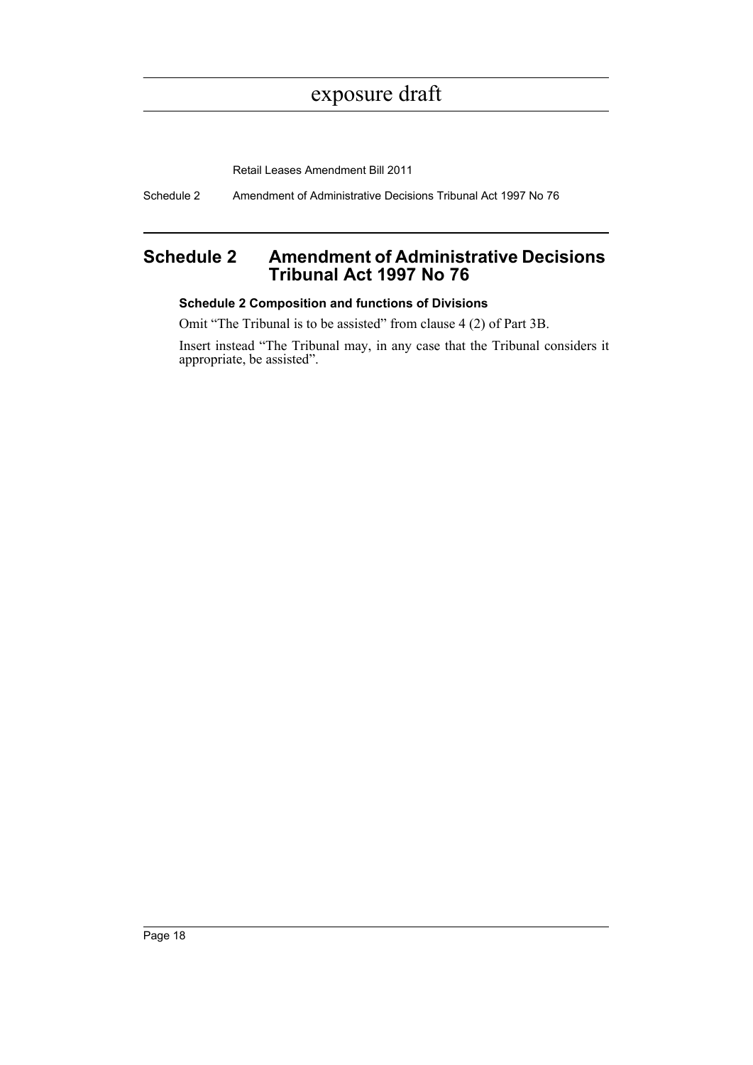## Schedule 2 Amendment of Administrative Decisions Tribunal Act 1997 No 76

**Schedule 2 Composition and functions of Divisions**

Omit "The Tribunal is to be assisted" from clause 4 (2) of Part 3B.

Insert instead "The Tribunal may, in any case that the Tribunal considers it appropriate, be assisted".